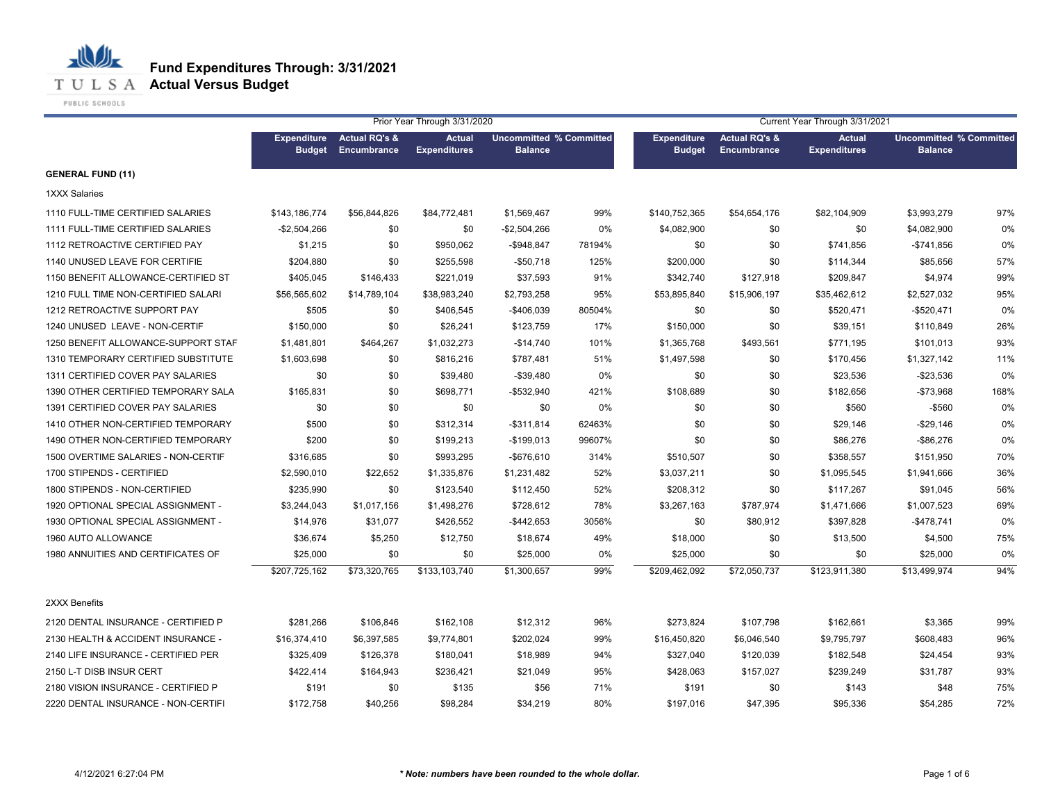# Fund Expenditures Through: 3/31/2021
## Actual Versus Budget

| | Prior Year Through 3/31/2020 | | | | | Current Year Through 3/31/2021 | | | | |
|---|---|---|---|---|---|---|---|---|---|---|
| | Expenditure Budget | Actual RQ's & Encumbrance | Actual Expenditures | Uncommitted Balance | % Committed | Expenditure Budget | Actual RQ's & Encumbrance | Actual Expenditures | Uncommitted Balance | % Committed |
| **GENERAL FUND (11)** | | | | | | | | | | |
| 1XXX Salaries | | | | | | | | | | |
| 1110 FULL-TIME CERTIFIED SALARIES | $143,186,774 | $56,844,826 | $84,772,481 | $1,569,467 | 99% | $140,752,365 | $54,654,176 | $82,104,909 | $3,993,279 | 97% |
| 1111 FULL-TIME CERTIFIED SALARIES | -$2,504,266 | $0 | $0 | -$2,504,266 | 0% | $4,082,900 | $0 | $0 | $4,082,900 | 0% |
| 1112 RETROACTIVE CERTIFIED PAY | $1,215 | $0 | $950,062 | -$948,847 | 78194% | $0 | $0 | $741,856 | -$741,856 | 0% |
| 1140 UNUSED LEAVE FOR CERTIFIE | $204,880 | $0 | $255,598 | -$50,718 | 125% | $200,000 | $0 | $114,344 | $85,656 | 57% |
| 1150 BENEFIT ALLOWANCE-CERTIFIED ST | $405,045 | $146,433 | $221,019 | $37,593 | 91% | $342,740 | $127,918 | $209,847 | $4,974 | 99% |
| 1210 FULL TIME NON-CERTIFIED SALARI | $56,565,602 | $14,789,104 | $38,983,240 | $2,793,258 | 95% | $53,895,840 | $15,906,197 | $35,462,612 | $2,527,032 | 95% |
| 1212 RETROACTIVE SUPPORT PAY | $505 | $0 | $406,545 | -$406,039 | 80504% | $0 | $0 | $520,471 | -$520,471 | 0% |
| 1240 UNUSED LEAVE - NON-CERTIF | $150,000 | $0 | $26,241 | $123,759 | 17% | $150,000 | $0 | $39,151 | $110,849 | 26% |
| 1250 BENEFIT ALLOWANCE-SUPPORT STAF | $1,481,801 | $464,267 | $1,032,273 | -$14,740 | 101% | $1,365,768 | $493,561 | $771,195 | $101,013 | 93% |
| 1310 TEMPORARY CERTIFIED SUBSTITUTE | $1,603,698 | $0 | $816,216 | $787,481 | 51% | $1,497,598 | $0 | $170,456 | $1,327,142 | 11% |
| 1311 CERTIFIED COVER PAY SALARIES | $0 | $0 | $39,480 | -$39,480 | 0% | $0 | $0 | $23,536 | -$23,536 | 0% |
| 1390 OTHER CERTIFIED TEMPORARY SALA | $165,831 | $0 | $698,771 | -$532,940 | 421% | $108,689 | $0 | $182,656 | -$73,968 | 168% |
| 1391 CERTIFIED COVER PAY SALARIES | $0 | $0 | $0 | $0 | 0% | $0 | $0 | $560 | -$560 | 0% |
| 1410 OTHER NON-CERTIFIED TEMPORARY | $500 | $0 | $312,314 | -$311,814 | 62463% | $0 | $0 | $29,146 | -$29,146 | 0% |
| 1490 OTHER NON-CERTIFIED TEMPORARY | $200 | $0 | $199,213 | -$199,013 | 99607% | $0 | $0 | $86,276 | -$86,276 | 0% |
| 1500 OVERTIME SALARIES - NON-CERTIF | $316,685 | $0 | $993,295 | -$676,610 | 314% | $510,507 | $0 | $358,557 | $151,950 | 70% |
| 1700 STIPENDS - CERTIFIED | $2,590,010 | $22,652 | $1,335,876 | $1,231,482 | 52% | $3,037,211 | $0 | $1,095,545 | $1,941,666 | 36% |
| 1800 STIPENDS - NON-CERTIFIED | $235,990 | $0 | $123,540 | $112,450 | 52% | $208,312 | $0 | $117,267 | $91,045 | 56% |
| 1920 OPTIONAL SPECIAL ASSIGNMENT - | $3,244,043 | $1,017,156 | $1,498,276 | $728,612 | 78% | $3,267,163 | $787,974 | $1,471,666 | $1,007,523 | 69% |
| 1930 OPTIONAL SPECIAL ASSIGNMENT - | $14,976 | $31,077 | $426,552 | -$442,653 | 3056% | $0 | $80,912 | $397,828 | -$478,741 | 0% |
| 1960 AUTO ALLOWANCE | $36,674 | $5,250 | $12,750 | $18,674 | 49% | $18,000 | $0 | $13,500 | $4,500 | 75% |
| 1980 ANNUITIES AND CERTIFICATES OF | $25,000 | $0 | $0 | $25,000 | 0% | $25,000 | $0 | $0 | $25,000 | 0% |
| | $207,725,162 | $73,320,765 | $133,103,740 | $1,300,657 | 99% | $209,462,092 | $72,050,737 | $123,911,380 | $13,499,974 | 94% |
| 2XXX Benefits | | | | | | | | | | |
| 2120 DENTAL INSURANCE - CERTIFIED P | $281,266 | $106,846 | $162,108 | $12,312 | 96% | $273,824 | $107,798 | $162,661 | $3,365 | 99% |
| 2130 HEALTH & ACCIDENT INSURANCE - | $16,374,410 | $6,397,585 | $9,774,801 | $202,024 | 99% | $16,450,820 | $6,046,540 | $9,795,797 | $608,483 | 96% |
| 2140 LIFE INSURANCE - CERTIFIED PER | $325,409 | $126,378 | $180,041 | $18,989 | 94% | $327,040 | $120,039 | $182,548 | $24,454 | 93% |
| 2150 L-T DISB INSUR CERT | $422,414 | $164,943 | $236,421 | $21,049 | 95% | $428,063 | $157,027 | $239,249 | $31,787 | 93% |
| 2180 VISION INSURANCE - CERTIFIED P | $191 | $0 | $135 | $56 | 71% | $191 | $0 | $143 | $48 | 75% |
| 2220 DENTAL INSURANCE - NON-CERTIFI | $172,758 | $40,256 | $98,284 | $34,219 | 80% | $197,016 | $47,395 | $95,336 | $54,285 | 72% |

4/12/2021 6:27:04 PM

*** Note: numbers have been rounded to the whole dollar.**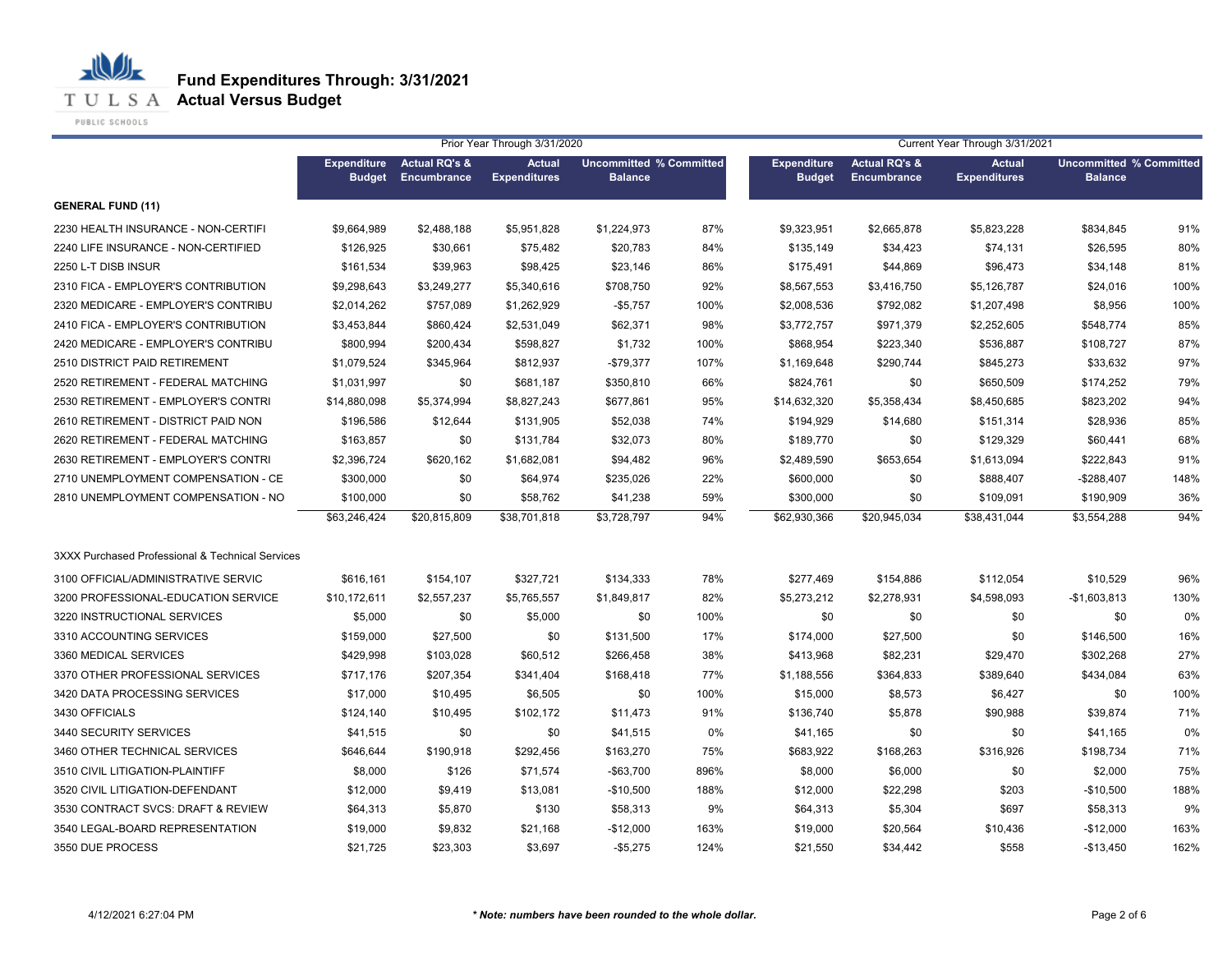# Fund Expenditures Through: 3/31/2021
## Actual Versus Budget

| | Prior Year Through 3/31/2020 | | | | | Current Year Through 3/31/2021 | | | | |
|---|---|---|---|---|---|---|---|---|---|---|
| | Expenditure Budget | Actual RQ's & Encumbrance | Actual Expenditures | Uncommitted Balance | % Committed | Expenditure Budget | Actual RQ's & Encumbrance | Actual Expenditures | Uncommitted Balance | % Committed |
| **GENERAL FUND (11)** | | | | | | | | | | |
| 2230 HEALTH INSURANCE - NON-CERTIFI | $9,664,989 | $2,488,188 | $5,951,828 | $1,224,973 | 87% | $9,323,951 | $2,665,878 | $5,823,228 | $834,845 | 91% |
| 2240 LIFE INSURANCE - NON-CERTIFIED | $126,925 | $30,661 | $75,482 | $20,783 | 84% | $135,149 | $34,423 | $74,131 | $26,595 | 80% |
| 2250 L-T DISB INSUR | $161,534 | $39,963 | $98,425 | $23,146 | 86% | $175,491 | $44,869 | $96,473 | $34,148 | 81% |
| 2310 FICA - EMPLOYER'S CONTRIBUTION | $9,298,643 | $3,249,277 | $5,340,616 | $708,750 | 92% | $8,567,553 | $3,416,750 | $5,126,787 | $24,016 | 100% |
| 2320 MEDICARE - EMPLOYER'S CONTRIBU | $2,014,262 | $757,089 | $1,262,929 | -$5,757 | 100% | $2,008,536 | $792,082 | $1,207,498 | $8,956 | 100% |
| 2410 FICA - EMPLOYER'S CONTRIBUTION | $3,453,844 | $860,424 | $2,531,049 | $62,371 | 98% | $3,772,757 | $971,379 | $2,252,605 | $548,774 | 85% |
| 2420 MEDICARE - EMPLOYER'S CONTRIBU | $800,994 | $200,434 | $598,827 | $1,732 | 100% | $868,954 | $223,340 | $536,887 | $108,727 | 87% |
| 2510 DISTRICT PAID RETIREMENT | $1,079,524 | $345,964 | $812,937 | -$79,377 | 107% | $1,169,648 | $290,744 | $845,273 | $33,632 | 97% |
| 2520 RETIREMENT - FEDERAL MATCHING | $1,031,997 | $0 | $681,187 | $350,810 | 66% | $824,761 | $0 | $650,509 | $174,252 | 79% |
| 2530 RETIREMENT - EMPLOYER'S CONTRI | $14,880,098 | $5,374,994 | $8,827,243 | $677,861 | 95% | $14,632,320 | $5,358,434 | $8,450,685 | $823,202 | 94% |
| 2610 RETIREMENT - DISTRICT PAID NON | $196,586 | $12,644 | $131,905 | $52,038 | 74% | $194,929 | $14,680 | $151,314 | $28,936 | 85% |
| 2620 RETIREMENT - FEDERAL MATCHING | $163,857 | $0 | $131,784 | $32,073 | 80% | $189,770 | $0 | $129,329 | $60,441 | 68% |
| 2630 RETIREMENT - EMPLOYER'S CONTRI | $2,396,724 | $620,162 | $1,682,081 | $94,482 | 96% | $2,489,590 | $653,654 | $1,613,094 | $222,843 | 91% |
| 2710 UNEMPLOYMENT COMPENSATION - CE | $300,000 | $0 | $64,974 | $235,026 | 22% | $600,000 | $0 | $888,407 | -$288,407 | 148% |
| 2810 UNEMPLOYMENT COMPENSATION - NO | $100,000 | $0 | $58,762 | $41,238 | 59% | $300,000 | $0 | $109,091 | $190,909 | 36% |
| | $63,246,424 | $20,815,809 | $38,701,818 | $3,728,797 | 94% | $62,930,366 | $20,945,034 | $38,431,044 | $3,554,288 | 94% |
| 3XXX Purchased Professional & Technical Services | | | | | | | | | | |
| 3100 OFFICIAL/ADMINISTRATIVE SERVIC | $616,161 | $154,107 | $327,721 | $134,333 | 78% | $277,469 | $154,886 | $112,054 | $10,529 | 96% |
| 3200 PROFESSIONAL-EDUCATION SERVICE | $10,172,611 | $2,557,237 | $5,765,557 | $1,849,817 | 82% | $5,273,212 | $2,278,931 | $4,598,093 | -$1,603,813 | 130% |
| 3220 INSTRUCTIONAL SERVICES | $5,000 | $0 | $5,000 | $0 | 100% | $0 | $0 | $0 | $0 | 0% |
| 3310 ACCOUNTING SERVICES | $159,000 | $27,500 | $0 | $131,500 | 17% | $174,000 | $27,500 | $0 | $146,500 | 16% |
| 3360 MEDICAL SERVICES | $429,998 | $103,028 | $60,512 | $266,458 | 38% | $413,968 | $82,231 | $29,470 | $302,268 | 27% |
| 3370 OTHER PROFESSIONAL SERVICES | $717,176 | $207,354 | $341,404 | $168,418 | 77% | $1,188,556 | $364,833 | $389,640 | $434,084 | 63% |
| 3420 DATA PROCESSING SERVICES | $17,000 | $10,495 | $6,505 | $0 | 100% | $15,000 | $8,573 | $6,427 | $0 | 100% |
| 3430 OFFICIALS | $124,140 | $10,495 | $102,172 | $11,473 | 91% | $136,740 | $5,878 | $90,988 | $39,874 | 71% |
| 3440 SECURITY SERVICES | $41,515 | $0 | $0 | $41,515 | 0% | $41,165 | $0 | $0 | $41,165 | 0% |
| 3460 OTHER TECHNICAL SERVICES | $646,644 | $190,918 | $292,456 | $163,270 | 75% | $683,922 | $168,263 | $316,926 | $198,734 | 71% |
| 3510 CIVIL LITIGATION-PLAINTIFF | $8,000 | $126 | $71,574 | -$63,700 | 896% | $8,000 | $6,000 | $0 | $2,000 | 75% |
| 3520 CIVIL LITIGATION-DEFENDANT | $12,000 | $9,419 | $13,081 | -$10,500 | 188% | $12,000 | $22,298 | $203 | -$10,500 | 188% |
| 3530 CONTRACT SVCS: DRAFT & REVIEW | $64,313 | $5,870 | $130 | $58,313 | 9% | $64,313 | $5,304 | $697 | $58,313 | 9% |
| 3540 LEGAL-BOARD REPRESENTATION | $19,000 | $9,832 | $21,168 | -$12,000 | 163% | $19,000 | $20,564 | $10,436 | -$12,000 | 163% |
| 3550 DUE PROCESS | $21,725 | $23,303 | $3,697 | -$5,275 | 124% | $21,550 | $34,442 | $558 | -$13,450 | 162% |

4/12/2021 6:27:04 PM

*** Note: numbers have been rounded to the whole dollar.***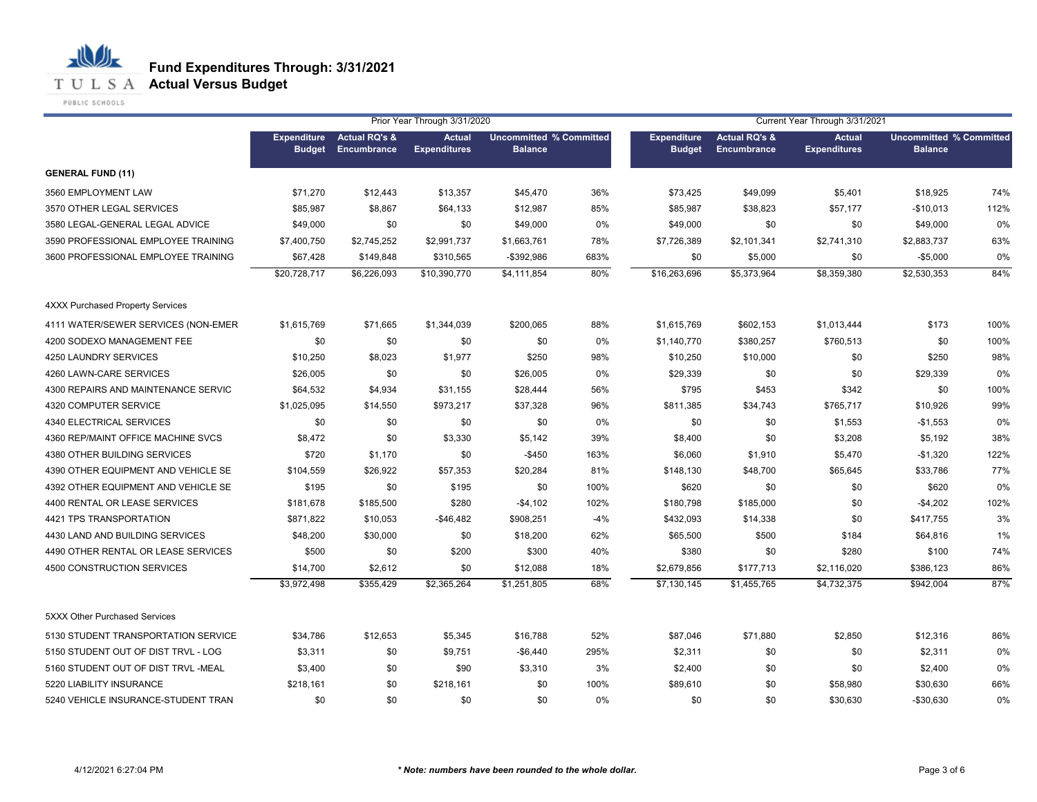# Fund Expenditures Through: 3/31/2021
## Actual Versus Budget

| | Prior Year Through 3/31/2020 | | | | | Current Year Through 3/31/2021 | | | | |
|---|---|---|---|---|---|---|---|---|---|---|
| | Expenditure Budget | Actual RQ's & Encumbrance | Actual Expenditures | Uncommitted Balance | % Committed | Expenditure Budget | Actual RQ's & Encumbrance | Actual Expenditures | Uncommitted Balance | % Committed |
| **GENERAL FUND (11)** | | | | | | | | | | |
| 3560 EMPLOYMENT LAW | $71,270 | $12,443 | $13,357 | $45,470 | 36% | $73,425 | $49,099 | $5,401 | $18,925 | 74% |
| 3570 OTHER LEGAL SERVICES | $85,987 | $8,867 | $64,133 | $12,987 | 85% | $85,987 | $38,823 | $57,177 | -$10,013 | 112% |
| 3580 LEGAL-GENERAL LEGAL ADVICE | $49,000 | $0 | $0 | $49,000 | 0% | $49,000 | $0 | $0 | $49,000 | 0% |
| 3590 PROFESSIONAL EMPLOYEE TRAINING | $7,400,750 | $2,745,252 | $2,991,737 | $1,663,761 | 78% | $7,726,389 | $2,101,341 | $2,741,310 | $2,883,737 | 63% |
| 3600 PROFESSIONAL EMPLOYEE TRAINING | $67,428 | $149,848 | $310,565 | -$392,986 | 683% | $0 | $5,000 | $0 | -$5,000 | 0% |
| | $20,728,717 | $6,226,093 | $10,390,770 | $4,111,854 | 80% | $16,263,696 | $5,373,964 | $8,359,380 | $2,530,353 | 84% |
| 4XXX Purchased Property Services | | | | | | | | | | |
| 4111 WATER/SEWER SERVICES (NON-EMER | $1,615,769 | $71,665 | $1,344,039 | $200,065 | 88% | $1,615,769 | $602,153 | $1,013,444 | $173 | 100% |
| 4200 SODEXO MANAGEMENT FEE | $0 | $0 | $0 | $0 | 0% | $1,140,770 | $380,257 | $760,513 | $0 | 100% |
| 4250 LAUNDRY SERVICES | $10,250 | $8,023 | $1,977 | $250 | 98% | $10,250 | $10,000 | $0 | $250 | 98% |
| 4260 LAWN-CARE SERVICES | $26,005 | $0 | $0 | $26,005 | 0% | $29,339 | $0 | $0 | $29,339 | 0% |
| 4300 REPAIRS AND MAINTENANCE SERVIC | $64,532 | $4,934 | $31,155 | $28,444 | 56% | $795 | $453 | $342 | $0 | 100% |
| 4320 COMPUTER SERVICE | $1,025,095 | $14,550 | $973,217 | $37,328 | 96% | $811,385 | $34,743 | $765,717 | $10,926 | 99% |
| 4340 ELECTRICAL SERVICES | $0 | $0 | $0 | $0 | 0% | $0 | $0 | $1,553 | -$1,553 | 0% |
| 4360 REP/MAINT OFFICE MACHINE SVCS | $8,472 | $0 | $3,330 | $5,142 | 39% | $8,400 | $0 | $3,208 | $5,192 | 38% |
| 4380 OTHER BUILDING SERVICES | $720 | $1,170 | $0 | -$450 | 163% | $6,060 | $1,910 | $5,470 | -$1,320 | 122% |
| 4390 OTHER EQUIPMENT AND VEHICLE SE | $104,559 | $26,922 | $57,353 | $20,284 | 81% | $148,130 | $48,700 | $65,645 | $33,786 | 77% |
| 4392 OTHER EQUIPMENT AND VEHICLE SE | $195 | $0 | $195 | $0 | 100% | $620 | $0 | $0 | $620 | 0% |
| 4400 RENTAL OR LEASE SERVICES | $181,678 | $185,500 | $280 | -$4,102 | 102% | $180,798 | $185,000 | $0 | -$4,202 | 102% |
| 4421 TPS TRANSPORTATION | $871,822 | $10,053 | -$46,482 | $908,251 | -4% | $432,093 | $14,338 | $0 | $417,755 | 3% |
| 4430 LAND AND BUILDING SERVICES | $48,200 | $30,000 | $0 | $18,200 | 62% | $65,500 | $500 | $184 | $64,816 | 1% |
| 4490 OTHER RENTAL OR LEASE SERVICES | $500 | $0 | $200 | $300 | 40% | $380 | $0 | $280 | $100 | 74% |
| 4500 CONSTRUCTION SERVICES | $14,700 | $2,612 | $0 | $12,088 | 18% | $2,679,856 | $177,713 | $2,116,020 | $386,123 | 86% |
| | $3,972,498 | $355,429 | $2,365,264 | $1,251,805 | 68% | $7,130,145 | $1,455,765 | $4,732,375 | $942,004 | 87% |
| 5XXX Other Purchased Services | | | | | | | | | | |
| 5130 STUDENT TRANSPORTATION SERVICE | $34,786 | $12,653 | $5,345 | $16,788 | 52% | $87,046 | $71,880 | $2,850 | $12,316 | 86% |
| 5150 STUDENT OUT OF DIST TRVL - LOG | $3,311 | $0 | $9,751 | -$6,440 | 295% | $2,311 | $0 | $0 | $2,311 | 0% |
| 5160 STUDENT OUT OF DIST TRVL -MEAL | $3,400 | $0 | $90 | $3,310 | 3% | $2,400 | $0 | $0 | $2,400 | 0% |
| 5220 LIABILITY INSURANCE | $218,161 | $0 | $218,161 | $0 | 100% | $89,610 | $0 | $58,980 | $30,630 | 66% |
| 5240 VEHICLE INSURANCE-STUDENT TRAN | $0 | $0 | $0 | $0 | 0% | $0 | $0 | $30,630 | -$30,630 | 0% |

4/12/2021 6:27:04 PM

*** Note: numbers have been rounded to the whole dollar.***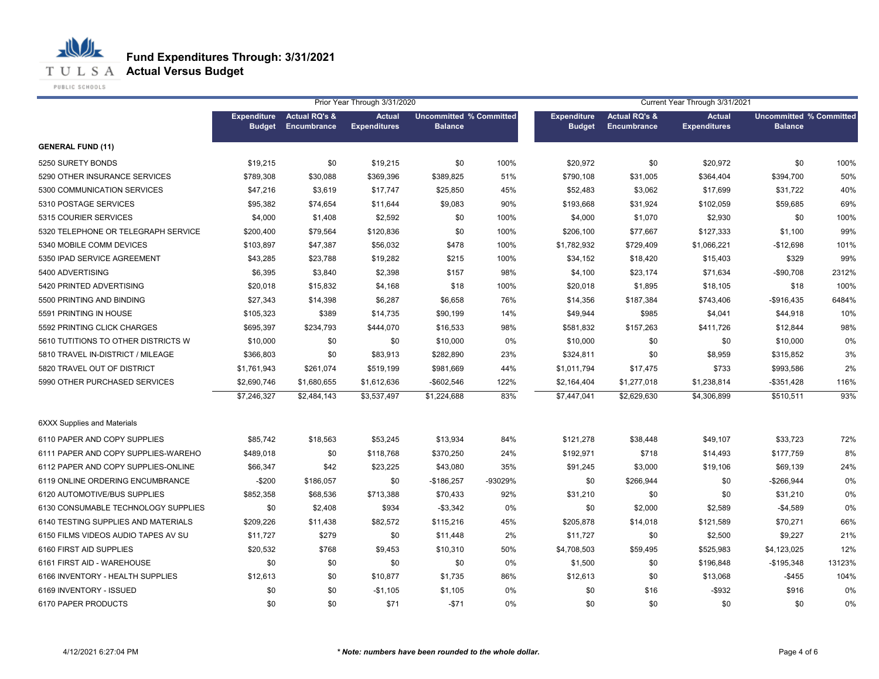# Fund Expenditures Through: 3/31/2021

## Actual Versus Budget

| | Prior Year Through 3/31/2020 | | | | | Current Year Through 3/31/2021 | | | | |
|---|---|---|---|---|---|---|---|---|---|---|
| | Expenditure Budget | Actual RQ's & Encumbrance | Actual Expenditures | Uncommitted Balance | % Committed | Expenditure Budget | Actual RQ's & Encumbrance | Actual Expenditures | Uncommitted Balance | % Committed |
| **GENERAL FUND (11)** | | | | | | | | | | |
| 5250 SURETY BONDS | $19,215 | $0 | $19,215 | $0 | 100% | $20,972 | $0 | $20,972 | $0 | 100% |
| 5290 OTHER INSURANCE SERVICES | $789,308 | $30,088 | $369,396 | $389,825 | 51% | $790,108 | $31,005 | $364,404 | $394,700 | 50% |
| 5300 COMMUNICATION SERVICES | $47,216 | $3,619 | $17,747 | $25,850 | 45% | $52,483 | $3,062 | $17,699 | $31,722 | 40% |
| 5310 POSTAGE SERVICES | $95,382 | $74,654 | $11,644 | $9,083 | 90% | $193,668 | $31,924 | $102,059 | $59,685 | 69% |
| 5315 COURIER SERVICES | $4,000 | $1,408 | $2,592 | $0 | 100% | $4,000 | $1,070 | $2,930 | $0 | 100% |
| 5320 TELEPHONE OR TELEGRAPH SERVICE | $200,400 | $79,564 | $120,836 | $0 | 100% | $206,100 | $77,667 | $127,333 | $1,100 | 99% |
| 5340 MOBILE COMM DEVICES | $103,897 | $47,387 | $56,032 | $478 | 100% | $1,782,932 | $729,409 | $1,066,221 | -$12,698 | 101% |
| 5350 IPAD SERVICE AGREEMENT | $43,285 | $23,788 | $19,282 | $215 | 100% | $34,152 | $18,420 | $15,403 | $329 | 99% |
| 5400 ADVERTISING | $6,395 | $3,840 | $2,398 | $157 | 98% | $4,100 | $23,174 | $71,634 | -$90,708 | 2312% |
| 5420 PRINTED ADVERTISING | $20,018 | $15,832 | $4,168 | $18 | 100% | $20,018 | $1,895 | $18,105 | $18 | 100% |
| 5500 PRINTING AND BINDING | $27,343 | $14,398 | $6,287 | $6,658 | 76% | $14,356 | $187,384 | $743,406 | -$916,435 | 6484% |
| 5591 PRINTING IN HOUSE | $105,323 | $389 | $14,735 | $90,199 | 14% | $49,944 | $985 | $4,041 | $44,918 | 10% |
| 5592 PRINTING CLICK CHARGES | $695,397 | $234,793 | $444,070 | $16,533 | 98% | $581,832 | $157,263 | $411,726 | $12,844 | 98% |
| 5610 TUTITIONS TO OTHER DISTRICTS W | $10,000 | $0 | $0 | $10,000 | 0% | $10,000 | $0 | $0 | $10,000 | 0% |
| 5810 TRAVEL IN-DISTRICT / MILEAGE | $366,803 | $0 | $83,913 | $282,890 | 23% | $324,811 | $0 | $8,959 | $315,852 | 3% |
| 5820 TRAVEL OUT OF DISTRICT | $1,761,943 | $261,074 | $519,199 | $981,669 | 44% | $1,011,794 | $17,475 | $733 | $993,586 | 2% |
| 5990 OTHER PURCHASED SERVICES | $2,690,746 | $1,680,655 | $1,612,636 | -$602,546 | 122% | $2,164,404 | $1,277,018 | $1,238,814 | -$351,428 | 116% |
| | $7,246,327 | $2,484,143 | $3,537,497 | $1,224,688 | 83% | $7,447,041 | $2,629,630 | $4,306,899 | $510,511 | 93% |
| 6XXX Supplies and Materials | | | | | | | | | | |
| 6110 PAPER AND COPY SUPPLIES | $85,742 | $18,563 | $53,245 | $13,934 | 84% | $121,278 | $38,448 | $49,107 | $33,723 | 72% |
| 6111 PAPER AND COPY SUPPLIES-WAREHO | $489,018 | $0 | $118,768 | $370,250 | 24% | $192,971 | $718 | $14,493 | $177,759 | 8% |
| 6112 PAPER AND COPY SUPPLIES-ONLINE | $66,347 | $42 | $23,225 | $43,080 | 35% | $91,245 | $3,000 | $19,106 | $69,139 | 24% |
| 6119 ONLINE ORDERING ENCUMBRANCE | -$200 | $186,057 | $0 | -$186,257 | -93029% | $0 | $266,944 | $0 | -$266,944 | 0% |
| 6120 AUTOMOTIVE/BUS SUPPLIES | $852,358 | $68,536 | $713,388 | $70,433 | 92% | $31,210 | $0 | $0 | $31,210 | 0% |
| 6130 CONSUMABLE TECHNOLOGY SUPPLIES | $0 | $2,408 | $934 | -$3,342 | 0% | $0 | $2,000 | $2,589 | -$4,589 | 0% |
| 6140 TESTING SUPPLIES AND MATERIALS | $209,226 | $11,438 | $82,572 | $115,216 | 45% | $205,878 | $14,018 | $121,589 | $70,271 | 66% |
| 6150 FILMS VIDEOS AUDIO TAPES AV SU | $11,727 | $279 | $0 | $11,448 | 2% | $11,727 | $0 | $2,500 | $9,227 | 21% |
| 6160 FIRST AID SUPPLIES | $20,532 | $768 | $9,453 | $10,310 | 50% | $4,708,503 | $59,495 | $525,983 | $4,123,025 | 12% |
| 6161 FIRST AID - WAREHOUSE | $0 | $0 | $0 | $0 | 0% | $1,500 | $0 | $196,848 | -$195,348 | 13123% |
| 6166 INVENTORY - HEALTH SUPPLIES | $12,613 | $0 | $10,877 | $1,735 | 86% | $12,613 | $0 | $13,068 | -$455 | 104% |
| 6169 INVENTORY - ISSUED | $0 | $0 | -$1,105 | $1,105 | 0% | $0 | $16 | -$932 | $916 | 0% |
| 6170 PAPER PRODUCTS | $0 | $0 | $71 | -$71 | 0% | $0 | $0 | $0 | $0 | 0% |

4/12/2021 6:27:04 PM

*** Note: numbers have been rounded to the whole dollar.**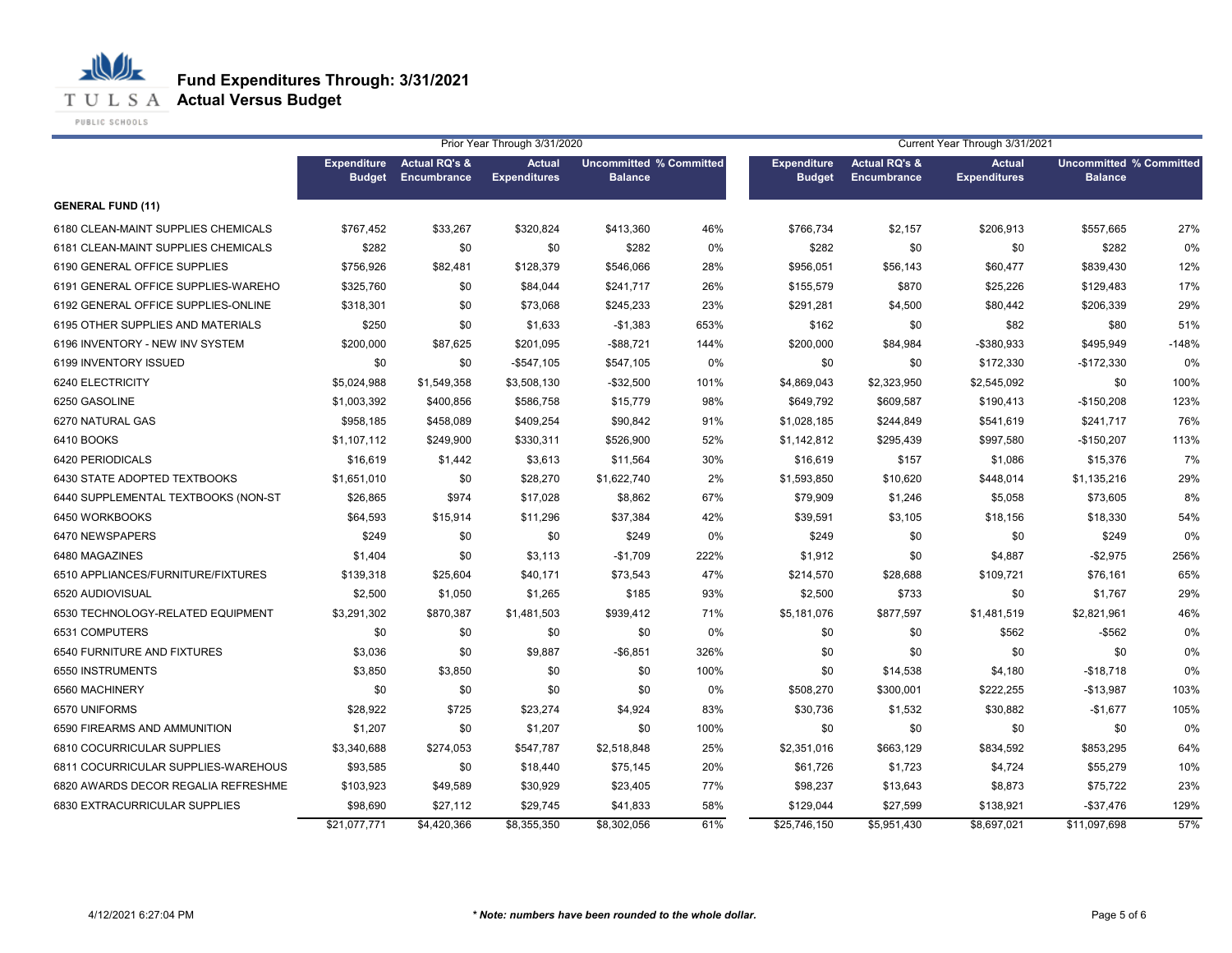# Fund Expenditures Through: 3/31/2021
## Actual Versus Budget

| | Prior Year Through 3/31/2020 | | | | | Current Year Through 3/31/2021 | | | | |
|---|---|---|---|---|---|---|---|---|---|---|
| | Expenditure Budget | Actual RQ's & Encumbrance | Actual Expenditures | Uncommitted Balance | % Committed | Expenditure Budget | Actual RQ's & Encumbrance | Actual Expenditures | Uncommitted Balance | % Committed |
| **GENERAL FUND (11)** | | | | | | | | | | |
| 6180 CLEAN-MAINT SUPPLIES CHEMICALS | $767,452 | $33,267 | $320,824 | $413,360 | 46% | $766,734 | $2,157 | $206,913 | $557,665 | 27% |
| 6181 CLEAN-MAINT SUPPLIES CHEMICALS | $282 | $0 | $0 | $282 | 0% | $282 | $0 | $0 | $282 | 0% |
| 6190 GENERAL OFFICE SUPPLIES | $756,926 | $82,481 | $128,379 | $546,066 | 28% | $956,051 | $56,143 | $60,477 | $839,430 | 12% |
| 6191 GENERAL OFFICE SUPPLIES-WAREHO | $325,760 | $0 | $84,044 | $241,717 | 26% | $155,579 | $870 | $25,226 | $129,483 | 17% |
| 6192 GENERAL OFFICE SUPPLIES-ONLINE | $318,301 | $0 | $73,068 | $245,233 | 23% | $291,281 | $4,500 | $80,442 | $206,339 | 29% |
| 6195 OTHER SUPPLIES AND MATERIALS | $250 | $0 | $1,633 | -$1,383 | 653% | $162 | $0 | $82 | $80 | 51% |
| 6196 INVENTORY - NEW INV SYSTEM | $200,000 | $87,625 | $201,095 | -$88,721 | 144% | $200,000 | $84,984 | -$380,933 | $495,949 | -148% |
| 6199 INVENTORY ISSUED | $0 | $0 | -$547,105 | $547,105 | 0% | $0 | $0 | $172,330 | -$172,330 | 0% |
| 6240 ELECTRICITY | $5,024,988 | $1,549,358 | $3,508,130 | -$32,500 | 101% | $4,869,043 | $2,323,950 | $2,545,092 | $0 | 100% |
| 6250 GASOLINE | $1,003,392 | $400,856 | $586,758 | $15,779 | 98% | $649,792 | $609,587 | $190,413 | -$150,208 | 123% |
| 6270 NATURAL GAS | $958,185 | $458,089 | $409,254 | $90,842 | 91% | $1,028,185 | $244,849 | $541,619 | $241,717 | 76% |
| 6410 BOOKS | $1,107,112 | $249,900 | $330,311 | $526,900 | 52% | $1,142,812 | $295,439 | $997,580 | -$150,207 | 113% |
| 6420 PERIODICALS | $16,619 | $1,442 | $3,613 | $11,564 | 30% | $16,619 | $157 | $1,086 | $15,376 | 7% |
| 6430 STATE ADOPTED TEXTBOOKS | $1,651,010 | $0 | $28,270 | $1,622,740 | 2% | $1,593,850 | $10,620 | $448,014 | $1,135,216 | 29% |
| 6440 SUPPLEMENTAL TEXTBOOKS (NON-ST | $26,865 | $974 | $17,028 | $8,862 | 67% | $79,909 | $1,246 | $5,058 | $73,605 | 8% |
| 6450 WORKBOOKS | $64,593 | $15,914 | $11,296 | $37,384 | 42% | $39,591 | $3,105 | $18,156 | $18,330 | 54% |
| 6470 NEWSPAPERS | $249 | $0 | $0 | $249 | 0% | $249 | $0 | $0 | $249 | 0% |
| 6480 MAGAZINES | $1,404 | $0 | $3,113 | -$1,709 | 222% | $1,912 | $0 | $4,887 | -$2,975 | 256% |
| 6510 APPLIANCES/FURNITURE/FIXTURES | $139,318 | $25,604 | $40,171 | $73,543 | 47% | $214,570 | $28,688 | $109,721 | $76,161 | 65% |
| 6520 AUDIOVISUAL | $2,500 | $1,050 | $1,265 | $185 | 93% | $2,500 | $733 | $0 | $1,767 | 29% |
| 6530 TECHNOLOGY-RELATED EQUIPMENT | $3,291,302 | $870,387 | $1,481,503 | $939,412 | 71% | $5,181,076 | $877,597 | $1,481,519 | $2,821,961 | 46% |
| 6531 COMPUTERS | $0 | $0 | $0 | $0 | 0% | $0 | $0 | $562 | -$562 | 0% |
| 6540 FURNITURE AND FIXTURES | $3,036 | $0 | $9,887 | -$6,851 | 326% | $0 | $0 | $0 | $0 | 0% |
| 6550 INSTRUMENTS | $3,850 | $3,850 | $0 | $0 | 100% | $0 | $14,538 | $4,180 | -$18,718 | 0% |
| 6560 MACHINERY | $0 | $0 | $0 | $0 | 0% | $508,270 | $300,001 | $222,255 | -$13,987 | 103% |
| 6570 UNIFORMS | $28,922 | $725 | $23,274 | $4,924 | 83% | $30,736 | $1,532 | $30,882 | -$1,677 | 105% |
| 6590 FIREARMS AND AMMUNITION | $1,207 | $0 | $1,207 | $0 | 100% | $0 | $0 | $0 | $0 | 0% |
| 6810 COCURRICULAR SUPPLIES | $3,340,688 | $274,053 | $547,787 | $2,518,848 | 25% | $2,351,016 | $663,129 | $834,592 | $853,295 | 64% |
| 6811 COCURRICULAR SUPPLIES-WAREHOUS | $93,585 | $0 | $18,440 | $75,145 | 20% | $61,726 | $1,723 | $4,724 | $55,279 | 10% |
| 6820 AWARDS DECOR REGALIA REFRESHME | $103,923 | $49,589 | $30,929 | $23,405 | 77% | $98,237 | $13,643 | $8,873 | $75,722 | 23% |
| 6830 EXTRACURRICULAR SUPPLIES | $98,690 | $27,112 | $29,745 | $41,833 | 58% | $129,044 | $27,599 | $138,921 | -$37,476 | 129% |
| | $21,077,771 | $4,420,366 | $8,355,350 | $8,302,056 | 61% | $25,746,150 | $5,951,430 | $8,697,021 | $11,097,698 | 57% |

4/12/2021 6:27:04 PM

*** Note: numbers have been rounded to the whole dollar.**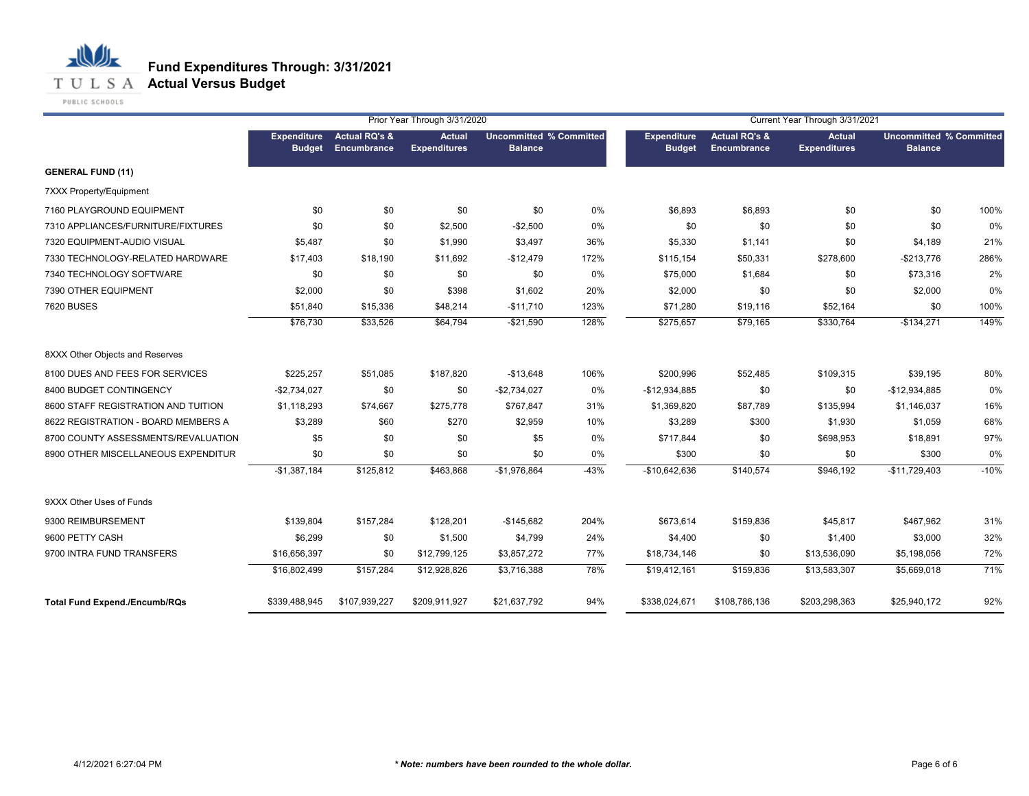# Fund Expenditures Through: 3/31/2021
## Actual Versus Budget

| | Prior Year Through 3/31/2020 | | | | | Current Year Through 3/31/2021 | | | | |
|---|---|---|---|---|---|---|---|---|---|---|
| | Expenditure Budget | Actual RQ's & Encumbrance | Actual Expenditures | Uncommitted Balance | % Committed | Expenditure Budget | Actual RQ's & Encumbrance | Actual Expenditures | Uncommitted Balance | % Committed |
| **GENERAL FUND (11)** | | | | | | | | | | |
| 7XXX Property/Equipment | | | | | | | | | | |
| 7160 PLAYGROUND EQUIPMENT | $0 | $0 | $0 | $0 | 0% | $6,893 | $6,893 | $0 | $0 | 100% |
| 7310 APPLIANCES/FURNITURE/FIXTURES | $0 | $0 | $2,500 | -$2,500 | 0% | $0 | $0 | $0 | $0 | 0% |
| 7320 EQUIPMENT-AUDIO VISUAL | $5,487 | $0 | $1,990 | $3,497 | 36% | $5,330 | $1,141 | $0 | $4,189 | 21% |
| 7330 TECHNOLOGY-RELATED HARDWARE | $17,403 | $18,190 | $11,692 | -$12,479 | 172% | $115,154 | $50,331 | $278,600 | -$213,776 | 286% |
| 7340 TECHNOLOGY SOFTWARE | $0 | $0 | $0 | $0 | 0% | $75,000 | $1,684 | $0 | $73,316 | 2% |
| 7390 OTHER EQUIPMENT | $2,000 | $0 | $398 | $1,602 | 20% | $2,000 | $0 | $0 | $2,000 | 0% |
| 7620 BUSES | $51,840 | $15,336 | $48,214 | -$11,710 | 123% | $71,280 | $19,116 | $52,164 | $0 | 100% |
| | $76,730 | $33,526 | $64,794 | -$21,590 | 128% | $275,657 | $79,165 | $330,764 | -$134,271 | 149% |
| 8XXX Other Objects and Reserves | | | | | | | | | | |
| 8100 DUES AND FEES FOR SERVICES | $225,257 | $51,085 | $187,820 | -$13,648 | 106% | $200,996 | $52,485 | $109,315 | $39,195 | 80% |
| 8400 BUDGET CONTINGENCY | -$2,734,027 | $0 | $0 | -$2,734,027 | 0% | -$12,934,885 | $0 | $0 | -$12,934,885 | 0% |
| 8600 STAFF REGISTRATION AND TUITION | $1,118,293 | $74,667 | $275,778 | $767,847 | 31% | $1,369,820 | $87,789 | $135,994 | $1,146,037 | 16% |
| 8622 REGISTRATION - BOARD MEMBERS A | $3,289 | $60 | $270 | $2,959 | 10% | $3,289 | $300 | $1,930 | $1,059 | 68% |
| 8700 COUNTY ASSESSMENTS/REVALUATION | $5 | $0 | $0 | $5 | 0% | $717,844 | $0 | $698,953 | $18,891 | 97% |
| 8900 OTHER MISCELLANEOUS EXPENDITUR | $0 | $0 | $0 | $0 | 0% | $300 | $0 | $0 | $300 | 0% |
| | -$1,387,184 | $125,812 | $463,868 | -$1,976,864 | -43% | -$10,642,636 | $140,574 | $946,192 | -$11,729,403 | -10% |
| 9XXX Other Uses of Funds | | | | | | | | | | |
| 9300 REIMBURSEMENT | $139,804 | $157,284 | $128,201 | -$145,682 | 204% | $673,614 | $159,836 | $45,817 | $467,962 | 31% |
| 9600 PETTY CASH | $6,299 | $0 | $1,500 | $4,799 | 24% | $4,400 | $0 | $1,400 | $3,000 | 32% |
| 9700 INTRA FUND TRANSFERS | $16,656,397 | $0 | $12,799,125 | $3,857,272 | 77% | $18,734,146 | $0 | $13,536,090 | $5,198,056 | 72% |
| | $16,802,499 | $157,284 | $12,928,826 | $3,716,388 | 78% | $19,412,161 | $159,836 | $13,583,307 | $5,669,018 | 71% |
| **Total Fund Expend./Encumb/RQs** | $339,488,945 | $107,939,227 | $209,911,927 | $21,637,792 | 94% | $338,024,671 | $108,786,136 | $203,298,363 | $25,940,172 | 92% |

4/12/2021 6:27:04 PM

*** Note: numbers have been rounded to the whole dollar.***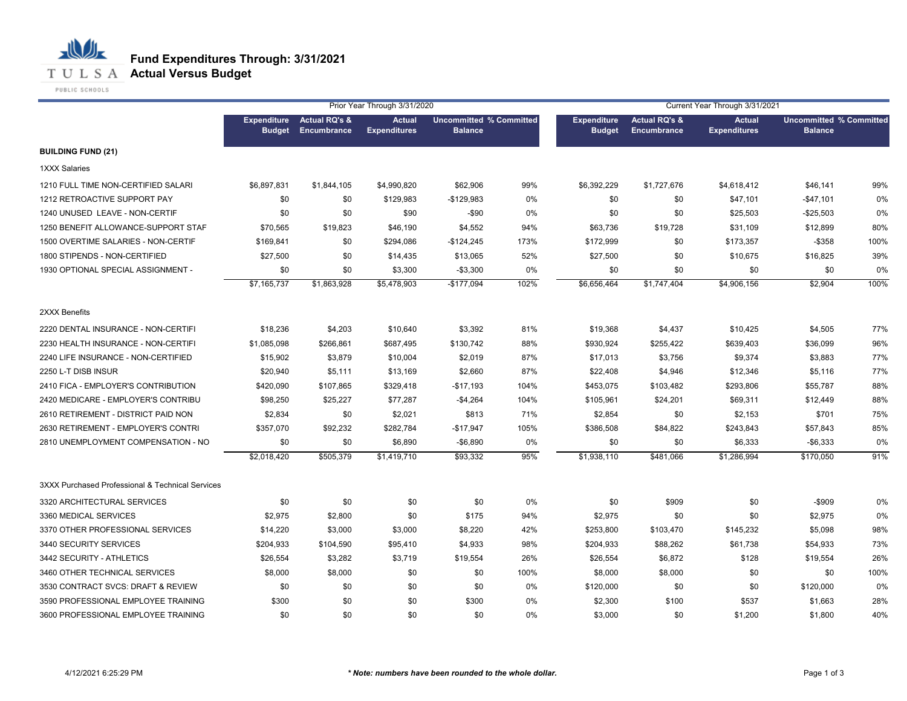# Fund Expenditures Through: 3/31/2021
## Actual Versus Budget

| | Prior Year Through 3/31/2020 | | | | | Current Year Through 3/31/2021 | | | | |
|---|---|---|---|---|---|---|---|---|---|---|
| | Expenditure Budget | Actual RQ's & Encumbrance | Actual Expenditures | Uncommitted Balance | % Committed | Expenditure Budget | Actual RQ's & Encumbrance | Actual Expenditures | Uncommitted Balance | % Committed |
| **BUILDING FUND (21)** | | | | | | | | | | |
| 1XXX Salaries | | | | | | | | | | |
| 1210 FULL TIME NON-CERTIFIED SALARI | $6,897,831 | $1,844,105 | $4,990,820 | $62,906 | 99% | $6,392,229 | $1,727,676 | $4,618,412 | $46,141 | 99% |
| 1212 RETROACTIVE SUPPORT PAY | $0 | $0 | $129,983 | -$129,983 | 0% | $0 | $0 | $47,101 | -$47,101 | 0% |
| 1240 UNUSED LEAVE - NON-CERTIF | $0 | $0 | $90 | -$90 | 0% | $0 | $0 | $25,503 | -$25,503 | 0% |
| 1250 BENEFIT ALLOWANCE-SUPPORT STAF | $70,565 | $19,823 | $46,190 | $4,552 | 94% | $63,736 | $19,728 | $31,109 | $12,899 | 80% |
| 1500 OVERTIME SALARIES - NON-CERTIF | $169,841 | $0 | $294,086 | -$124,245 | 173% | $172,999 | $0 | $173,357 | -$358 | 100% |
| 1800 STIPENDS - NON-CERTIFIED | $27,500 | $0 | $14,435 | $13,065 | 52% | $27,500 | $0 | $10,675 | $16,825 | 39% |
| 1930 OPTIONAL SPECIAL ASSIGNMENT - | $0 | $0 | $3,300 | -$3,300 | 0% | $0 | $0 | $0 | $0 | 0% |
| | $7,165,737 | $1,863,928 | $5,478,903 | -$177,094 | 102% | $6,656,464 | $1,747,404 | $4,906,156 | $2,904 | 100% |
| 2XXX Benefits | | | | | | | | | | |
| 2220 DENTAL INSURANCE - NON-CERTIFI | $18,236 | $4,203 | $10,640 | $3,392 | 81% | $19,368 | $4,437 | $10,425 | $4,505 | 77% |
| 2230 HEALTH INSURANCE - NON-CERTIFI | $1,085,098 | $266,861 | $687,495 | $130,742 | 88% | $930,924 | $255,422 | $639,403 | $36,099 | 96% |
| 2240 LIFE INSURANCE - NON-CERTIFIED | $15,902 | $3,879 | $10,004 | $2,019 | 87% | $17,013 | $3,756 | $9,374 | $3,883 | 77% |
| 2250 L-T DISB INSUR | $20,940 | $5,111 | $13,169 | $2,660 | 87% | $22,408 | $4,946 | $12,346 | $5,116 | 77% |
| 2410 FICA - EMPLOYER'S CONTRIBUTION | $420,090 | $107,865 | $329,418 | -$17,193 | 104% | $453,075 | $103,482 | $293,806 | $55,787 | 88% |
| 2420 MEDICARE - EMPLOYER'S CONTRIBU | $98,250 | $25,227 | $77,287 | -$4,264 | 104% | $105,961 | $24,201 | $69,311 | $12,449 | 88% |
| 2610 RETIREMENT - DISTRICT PAID NON | $2,834 | $0 | $2,021 | $813 | 71% | $2,854 | $0 | $2,153 | $701 | 75% |
| 2630 RETIREMENT - EMPLOYER'S CONTRI | $357,070 | $92,232 | $282,784 | -$17,947 | 105% | $386,508 | $84,822 | $243,843 | $57,843 | 85% |
| 2810 UNEMPLOYMENT COMPENSATION - NO | $0 | $0 | $6,890 | -$6,890 | 0% | $0 | $0 | $6,333 | -$6,333 | 0% |
| | $2,018,420 | $505,379 | $1,419,710 | $93,332 | 95% | $1,938,110 | $481,066 | $1,286,994 | $170,050 | 91% |
| 3XXX Purchased Professional & Technical Services | | | | | | | | | | |
| 3320 ARCHITECTURAL SERVICES | $0 | $0 | $0 | $0 | 0% | $0 | $909 | $0 | -$909 | 0% |
| 3360 MEDICAL SERVICES | $2,975 | $2,800 | $0 | $175 | 94% | $2,975 | $0 | $0 | $2,975 | 0% |
| 3370 OTHER PROFESSIONAL SERVICES | $14,220 | $3,000 | $3,000 | $8,220 | 42% | $253,800 | $103,470 | $145,232 | $5,098 | 98% |
| 3440 SECURITY SERVICES | $204,933 | $104,590 | $95,410 | $4,933 | 98% | $204,933 | $88,262 | $61,738 | $54,933 | 73% |
| 3442 SECURITY - ATHLETICS | $26,554 | $3,282 | $3,719 | $19,554 | 26% | $26,554 | $6,872 | $128 | $19,554 | 26% |
| 3460 OTHER TECHNICAL SERVICES | $8,000 | $8,000 | $0 | $0 | 100% | $8,000 | $8,000 | $0 | $0 | 100% |
| 3530 CONTRACT SVCS: DRAFT & REVIEW | $0 | $0 | $0 | $0 | 0% | $120,000 | $0 | $0 | $120,000 | 0% |
| 3590 PROFESSIONAL EMPLOYEE TRAINING | $300 | $0 | $0 | $300 | 0% | $2,300 | $100 | $537 | $1,663 | 28% |
| 3600 PROFESSIONAL EMPLOYEE TRAINING | $0 | $0 | $0 | $0 | 0% | $3,000 | $0 | $1,200 | $1,800 | 40% |

4/12/2021 6:25:29 PM

***\* Note: numbers have been rounded to the whole dollar.***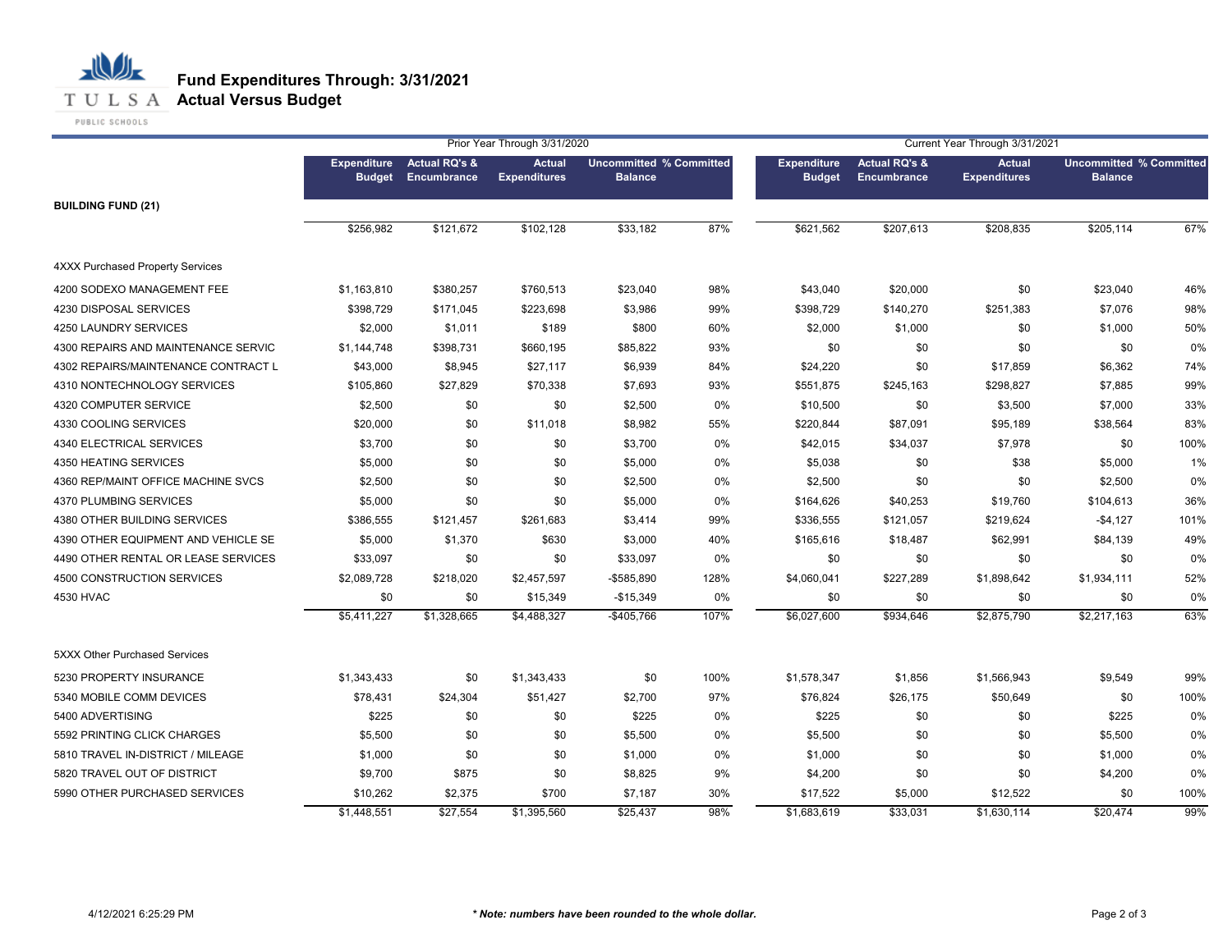# Fund Expenditures Through: 3/31/2021
## Actual Versus Budget

| | Prior Year Through 3/31/2020 | | | | | Current Year Through 3/31/2021 | | | | |
|---|---|---|---|---|---|---|---|---|---|---|
| **BUILDING FUND (21)** | **Expenditure Budget** | **Actual RQ's & Encumbrance** | **Actual Expenditures** | **Uncommitted Balance** | **% Committed** | **Expenditure Budget** | **Actual RQ's & Encumbrance** | **Actual Expenditures** | **Uncommitted Balance** | **% Committed** |
| | $256,982 | $121,672 | $102,128 | $33,182 | 87% | $621,562 | $207,613 | $208,835 | $205,114 | 67% |
| **4XXX Purchased Property Services** | | | | | | | | | | |
| 4200 SODEXO MANAGEMENT FEE | $1,163,810 | $380,257 | $760,513 | $23,040 | 98% | $43,040 | $20,000 | $0 | $23,040 | 46% |
| 4230 DISPOSAL SERVICES | $398,729 | $171,045 | $223,698 | $3,986 | 99% | $398,729 | $140,270 | $251,383 | $7,076 | 98% |
| 4250 LAUNDRY SERVICES | $2,000 | $1,011 | $189 | $800 | 60% | $2,000 | $1,000 | $0 | $1,000 | 50% |
| 4300 REPAIRS AND MAINTENANCE SERVIC | $1,144,748 | $398,731 | $660,195 | $85,822 | 93% | $0 | $0 | $0 | $0 | 0% |
| 4302 REPAIRS/MAINTENANCE CONTRACT L | $43,000 | $8,945 | $27,117 | $6,939 | 84% | $24,220 | $0 | $17,859 | $6,362 | 74% |
| 4310 NONTECHNOLOGY SERVICES | $105,860 | $27,829 | $70,338 | $7,693 | 93% | $551,875 | $245,163 | $298,827 | $7,885 | 99% |
| 4320 COMPUTER SERVICE | $2,500 | $0 | $0 | $2,500 | 0% | $10,500 | $0 | $3,500 | $7,000 | 33% |
| 4330 COOLING SERVICES | $20,000 | $0 | $11,018 | $8,982 | 55% | $220,844 | $87,091 | $95,189 | $38,564 | 83% |
| 4340 ELECTRICAL SERVICES | $3,700 | $0 | $0 | $3,700 | 0% | $42,015 | $34,037 | $7,978 | $0 | 100% |
| 4350 HEATING SERVICES | $5,000 | $0 | $0 | $5,000 | 0% | $5,038 | $0 | $38 | $5,000 | 1% |
| 4360 REP/MAINT OFFICE MACHINE SVCS | $2,500 | $0 | $0 | $2,500 | 0% | $2,500 | $0 | $0 | $2,500 | 0% |
| 4370 PLUMBING SERVICES | $5,000 | $0 | $0 | $5,000 | 0% | $164,626 | $40,253 | $19,760 | $104,613 | 36% |
| 4380 OTHER BUILDING SERVICES | $386,555 | $121,457 | $261,683 | $3,414 | 99% | $336,555 | $121,057 | $219,624 | -$4,127 | 101% |
| 4390 OTHER EQUIPMENT AND VEHICLE SE | $5,000 | $1,370 | $630 | $3,000 | 40% | $165,616 | $18,487 | $62,991 | $84,139 | 49% |
| 4490 OTHER RENTAL OR LEASE SERVICES | $33,097 | $0 | $0 | $33,097 | 0% | $0 | $0 | $0 | $0 | 0% |
| 4500 CONSTRUCTION SERVICES | $2,089,728 | $218,020 | $2,457,597 | -$585,890 | 128% | $4,060,041 | $227,289 | $1,898,642 | $1,934,111 | 52% |
| 4530 HVAC | $0 | $0 | $15,349 | -$15,349 | 0% | $0 | $0 | $0 | $0 | 0% |
| | $5,411,227 | $1,328,665 | $4,488,327 | -$405,766 | 107% | $6,027,600 | $934,646 | $2,875,790 | $2,217,163 | 63% |
| **5XXX Other Purchased Services** | | | | | | | | | | |
| 5230 PROPERTY INSURANCE | $1,343,433 | $0 | $1,343,433 | $0 | 100% | $1,578,347 | $1,856 | $1,566,943 | $9,549 | 99% |
| 5340 MOBILE COMM DEVICES | $78,431 | $24,304 | $51,427 | $2,700 | 97% | $76,824 | $26,175 | $50,649 | $0 | 100% |
| 5400 ADVERTISING | $225 | $0 | $0 | $225 | 0% | $225 | $0 | $0 | $225 | 0% |
| 5592 PRINTING CLICK CHARGES | $5,500 | $0 | $0 | $5,500 | 0% | $5,500 | $0 | $0 | $5,500 | 0% |
| 5810 TRAVEL IN-DISTRICT / MILEAGE | $1,000 | $0 | $0 | $1,000 | 0% | $1,000 | $0 | $0 | $1,000 | 0% |
| 5820 TRAVEL OUT OF DISTRICT | $9,700 | $875 | $0 | $8,825 | 9% | $4,200 | $0 | $0 | $4,200 | 0% |
| 5990 OTHER PURCHASED SERVICES | $10,262 | $2,375 | $700 | $7,187 | 30% | $17,522 | $5,000 | $12,522 | $0 | 100% |
| | $1,448,551 | $27,554 | $1,395,560 | $25,437 | 98% | $1,683,619 | $33,031 | $1,630,114 | $20,474 | 99% |

4/12/2021 6:25:29 PM

***Note: numbers have been rounded to the whole dollar.***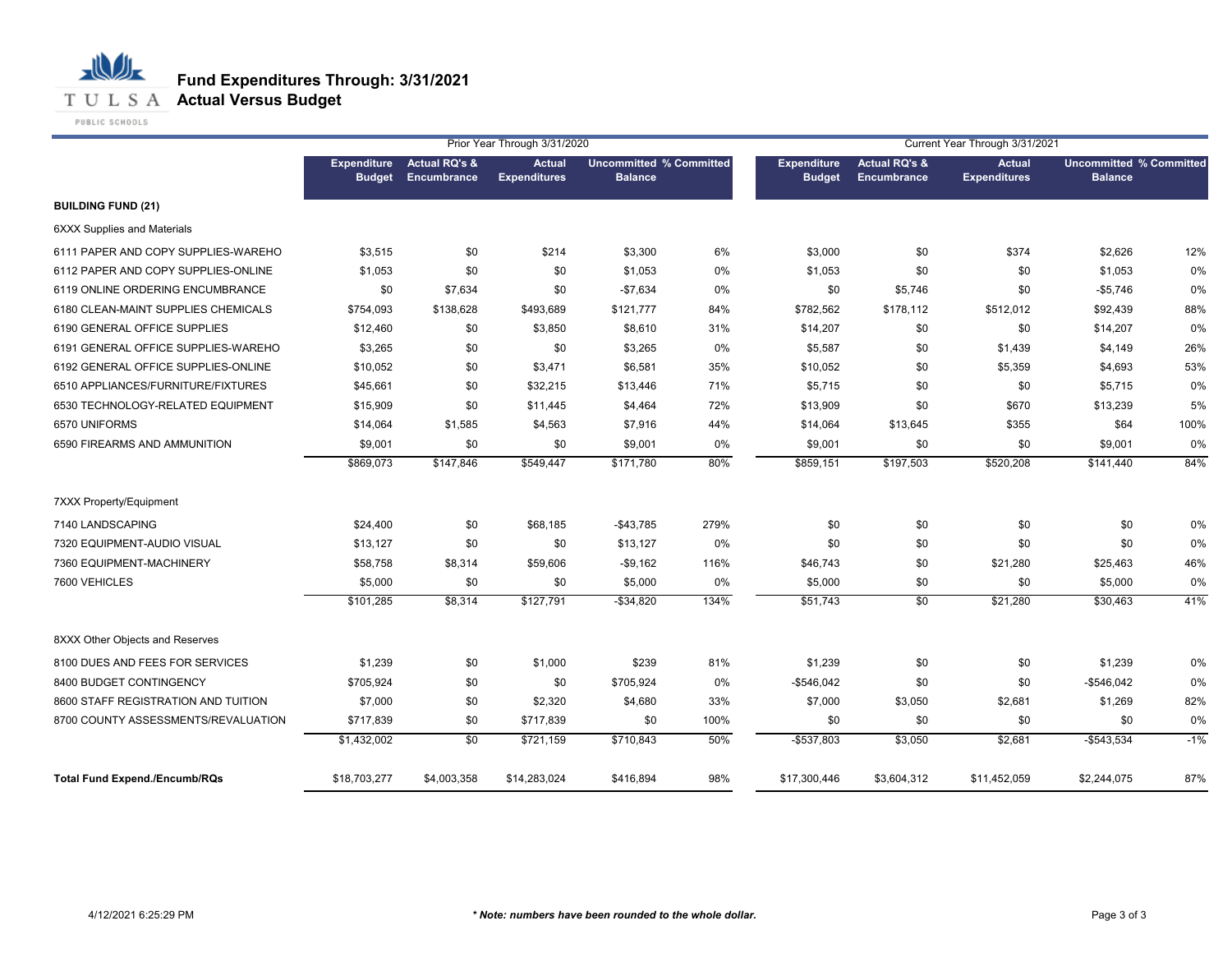# Fund Expenditures Through: 3/31/2021
## Actual Versus Budget

| | Prior Year Through 3/31/2020 | | | | | Current Year Through 3/31/2021 | | | | |
|---|---|---|---|---|---|---|---|---|---|---|
| | Expenditure Budget | Actual RQ's & Encumbrance | Actual Expenditures | Uncommitted Balance | % Committed | Expenditure Budget | Actual RQ's & Encumbrance | Actual Expenditures | Uncommitted Balance | % Committed |
| **BUILDING FUND (21)** | | | | | | | | | | |
| 6XXX Supplies and Materials | | | | | | | | | | |
| 6111 PAPER AND COPY SUPPLIES-WAREHO | $3,515 | $0 | $214 | $3,300 | 6% | $3,000 | $0 | $374 | $2,626 | 12% |
| 6112 PAPER AND COPY SUPPLIES-ONLINE | $1,053 | $0 | $0 | $1,053 | 0% | $1,053 | $0 | $0 | $1,053 | 0% |
| 6119 ONLINE ORDERING ENCUMBRANCE | $0 | $7,634 | $0 | -$7,634 | 0% | $0 | $5,746 | $0 | -$5,746 | 0% |
| 6180 CLEAN-MAINT SUPPLIES CHEMICALS | $754,093 | $138,628 | $493,689 | $121,777 | 84% | $782,562 | $178,112 | $512,012 | $92,439 | 88% |
| 6190 GENERAL OFFICE SUPPLIES | $12,460 | $0 | $3,850 | $8,610 | 31% | $14,207 | $0 | $0 | $14,207 | 0% |
| 6191 GENERAL OFFICE SUPPLIES-WAREHO | $3,265 | $0 | $0 | $3,265 | 0% | $5,587 | $0 | $1,439 | $4,149 | 26% |
| 6192 GENERAL OFFICE SUPPLIES-ONLINE | $10,052 | $0 | $3,471 | $6,581 | 35% | $10,052 | $0 | $5,359 | $4,693 | 53% |
| 6510 APPLIANCES/FURNITURE/FIXTURES | $45,661 | $0 | $32,215 | $13,446 | 71% | $5,715 | $0 | $0 | $5,715 | 0% |
| 6530 TECHNOLOGY-RELATED EQUIPMENT | $15,909 | $0 | $11,445 | $4,464 | 72% | $13,909 | $0 | $670 | $13,239 | 5% |
| 6570 UNIFORMS | $14,064 | $1,585 | $4,563 | $7,916 | 44% | $14,064 | $13,645 | $355 | $64 | 100% |
| 6590 FIREARMS AND AMMUNITION | $9,001 | $0 | $0 | $9,001 | 0% | $9,001 | $0 | $0 | $9,001 | 0% |
| | $869,073 | $147,846 | $549,447 | $171,780 | 80% | $859,151 | $197,503 | $520,208 | $141,440 | 84% |
| 7XXX Property/Equipment | | | | | | | | | | |
| 7140 LANDSCAPING | $24,400 | $0 | $68,185 | -$43,785 | 279% | $0 | $0 | $0 | $0 | 0% |
| 7320 EQUIPMENT-AUDIO VISUAL | $13,127 | $0 | $0 | $13,127 | 0% | $0 | $0 | $0 | $0 | 0% |
| 7360 EQUIPMENT-MACHINERY | $58,758 | $8,314 | $59,606 | -$9,162 | 116% | $46,743 | $0 | $21,280 | $25,463 | 46% |
| 7600 VEHICLES | $5,000 | $0 | $0 | $5,000 | 0% | $5,000 | $0 | $0 | $5,000 | 0% |
| | $101,285 | $8,314 | $127,791 | -$34,820 | 134% | $51,743 | $0 | $21,280 | $30,463 | 41% |
| 8XXX Other Objects and Reserves | | | | | | | | | | |
| 8100 DUES AND FEES FOR SERVICES | $1,239 | $0 | $1,000 | $239 | 81% | $1,239 | $0 | $0 | $1,239 | 0% |
| 8400 BUDGET CONTINGENCY | $705,924 | $0 | $0 | $705,924 | 0% | -$546,042 | $0 | $0 | -$546,042 | 0% |
| 8600 STAFF REGISTRATION AND TUITION | $7,000 | $0 | $2,320 | $4,680 | 33% | $7,000 | $3,050 | $2,681 | $1,269 | 82% |
| 8700 COUNTY ASSESSMENTS/REVALUATION | $717,839 | $0 | $717,839 | $0 | 100% | $0 | $0 | $0 | $0 | 0% |
| | $1,432,002 | $0 | $721,159 | $710,843 | 50% | -$537,803 | $3,050 | $2,681 | -$543,534 | -1% |
| **Total Fund Expend./Encumb/RQs** | $18,703,277 | $4,003,358 | $14,283,024 | $416,894 | 98% | $17,300,446 | $3,604,312 | $11,452,059 | $2,244,075 | 87% |

4/12/2021 6:25:29 PM

***Note: numbers have been rounded to the whole dollar.***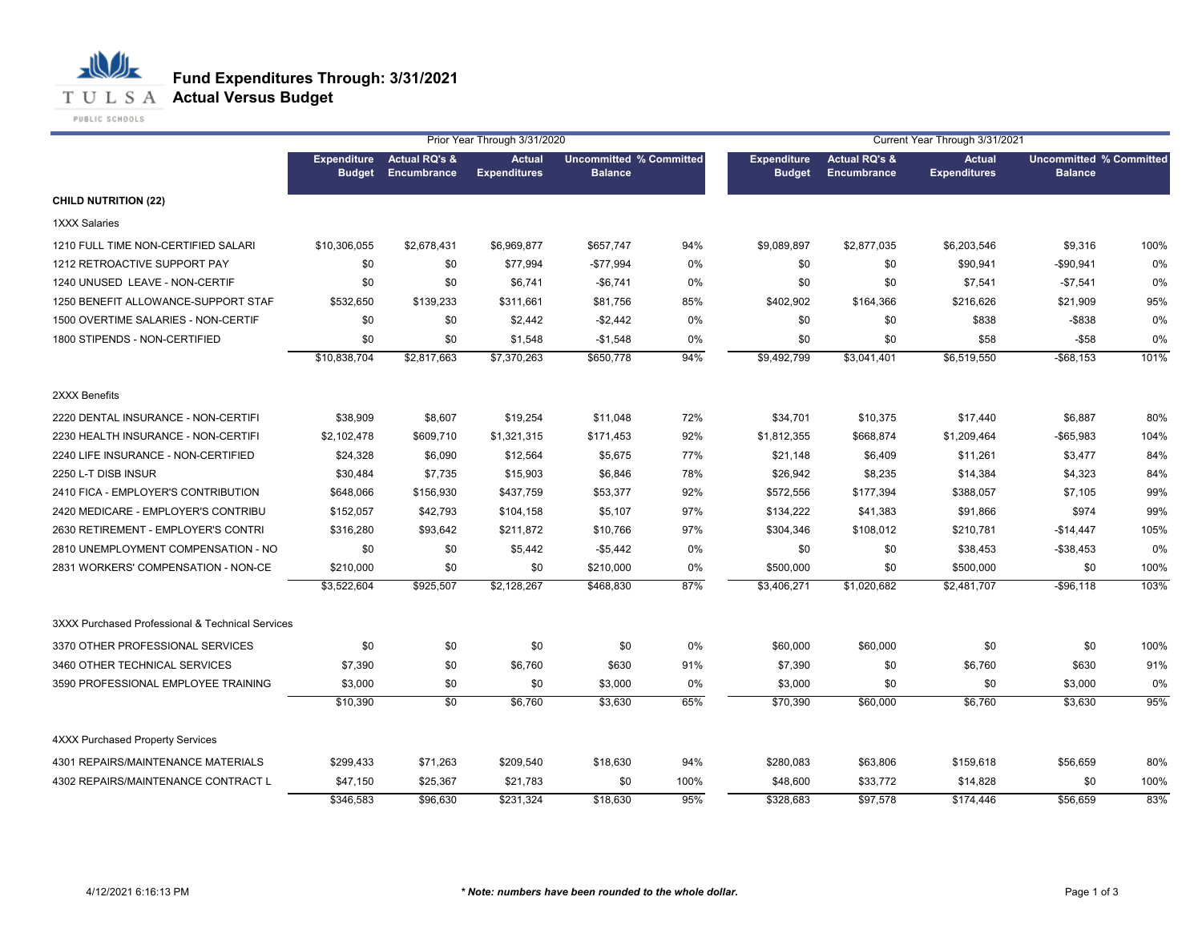# Fund Expenditures Through: 3/31/2021
## Actual Versus Budget

| | Prior Year Through 3/31/2020 | | | | | Current Year Through 3/31/2021 | | | | |
|---|---|---|---|---|---|---|---|---|---|---|
| | Expenditure Budget | Actual RQ's & Encumbrance | Actual Expenditures | Uncommitted Balance | % Committed | Expenditure Budget | Actual RQ's & Encumbrance | Actual Expenditures | Uncommitted Balance | % Committed |
| **CHILD NUTRITION (22)** | | | | | | | | | | |
| 1XXX Salaries | | | | | | | | | | |
| 1210 FULL TIME NON-CERTIFIED SALARI | $10,306,055 | $2,678,431 | $6,969,877 | $657,747 | 94% | $9,089,897 | $2,877,035 | $6,203,546 | $9,316 | 100% |
| 1212 RETROACTIVE SUPPORT PAY | $0 | $0 | $77,994 | -$77,994 | 0% | $0 | $0 | $90,941 | -$90,941 | 0% |
| 1240 UNUSED LEAVE - NON-CERTIF | $0 | $0 | $6,741 | -$6,741 | 0% | $0 | $0 | $7,541 | -$7,541 | 0% |
| 1250 BENEFIT ALLOWANCE-SUPPORT STAF | $532,650 | $139,233 | $311,661 | $81,756 | 85% | $402,902 | $164,366 | $216,626 | $21,909 | 95% |
| 1500 OVERTIME SALARIES - NON-CERTIF | $0 | $0 | $2,442 | -$2,442 | 0% | $0 | $0 | $838 | -$838 | 0% |
| 1800 STIPENDS - NON-CERTIFIED | $0 | $0 | $1,548 | -$1,548 | 0% | $0 | $0 | $58 | -$58 | 0% |
| | $10,838,704 | $2,817,663 | $7,370,263 | $650,778 | 94% | $9,492,799 | $3,041,401 | $6,519,550 | -$68,153 | 101% |
| 2XXX Benefits | | | | | | | | | | |
| 2220 DENTAL INSURANCE - NON-CERTIFI | $38,909 | $8,607 | $19,254 | $11,048 | 72% | $34,701 | $10,375 | $17,440 | $6,887 | 80% |
| 2230 HEALTH INSURANCE - NON-CERTIFI | $2,102,478 | $609,710 | $1,321,315 | $171,453 | 92% | $1,812,355 | $668,874 | $1,209,464 | -$65,983 | 104% |
| 2240 LIFE INSURANCE - NON-CERTIFIED | $24,328 | $6,090 | $12,564 | $5,675 | 77% | $21,148 | $6,409 | $11,261 | $3,477 | 84% |
| 2250 L-T DISB INSUR | $30,484 | $7,735 | $15,903 | $6,846 | 78% | $26,942 | $8,235 | $14,384 | $4,323 | 84% |
| 2410 FICA - EMPLOYER'S CONTRIBUTION | $648,066 | $156,930 | $437,759 | $53,377 | 92% | $572,556 | $177,394 | $388,057 | $7,105 | 99% |
| 2420 MEDICARE - EMPLOYER'S CONTRIBU | $152,057 | $42,793 | $104,158 | $5,107 | 97% | $134,222 | $41,383 | $91,866 | $974 | 99% |
| 2630 RETIREMENT - EMPLOYER'S CONTRI | $316,280 | $93,642 | $211,872 | $10,766 | 97% | $304,346 | $108,012 | $210,781 | -$14,447 | 105% |
| 2810 UNEMPLOYMENT COMPENSATION - NO | $0 | $0 | $5,442 | -$5,442 | 0% | $0 | $0 | $38,453 | -$38,453 | 0% |
| 2831 WORKERS' COMPENSATION - NON-CE | $210,000 | $0 | $0 | $210,000 | 0% | $500,000 | $0 | $500,000 | $0 | 100% |
| | $3,522,604 | $925,507 | $2,128,267 | $468,830 | 87% | $3,406,271 | $1,020,682 | $2,481,707 | -$96,118 | 103% |
| 3XXX Purchased Professional & Technical Services | | | | | | | | | | |
| 3370 OTHER PROFESSIONAL SERVICES | $0 | $0 | $0 | $0 | 0% | $60,000 | $60,000 | $0 | $0 | 100% |
| 3460 OTHER TECHNICAL SERVICES | $7,390 | $0 | $6,760 | $630 | 91% | $7,390 | $0 | $6,760 | $630 | 91% |
| 3590 PROFESSIONAL EMPLOYEE TRAINING | $3,000 | $0 | $0 | $3,000 | 0% | $3,000 | $0 | $0 | $3,000 | 0% |
| | $10,390 | $0 | $6,760 | $3,630 | 65% | $70,390 | $60,000 | $6,760 | $3,630 | 95% |
| 4XXX Purchased Property Services | | | | | | | | | | |
| 4301 REPAIRS/MAINTENANCE MATERIALS | $299,433 | $71,263 | $209,540 | $18,630 | 94% | $280,083 | $63,806 | $159,618 | $56,659 | 80% |
| 4302 REPAIRS/MAINTENANCE CONTRACT L | $47,150 | $25,367 | $21,783 | $0 | 100% | $48,600 | $33,772 | $14,828 | $0 | 100% |
| | $346,583 | $96,630 | $231,324 | $18,630 | 95% | $328,683 | $97,578 | $174,446 | $56,659 | 83% |

4/12/2021 6:16:13 PM

*** Note: numbers have been rounded to the whole dollar.***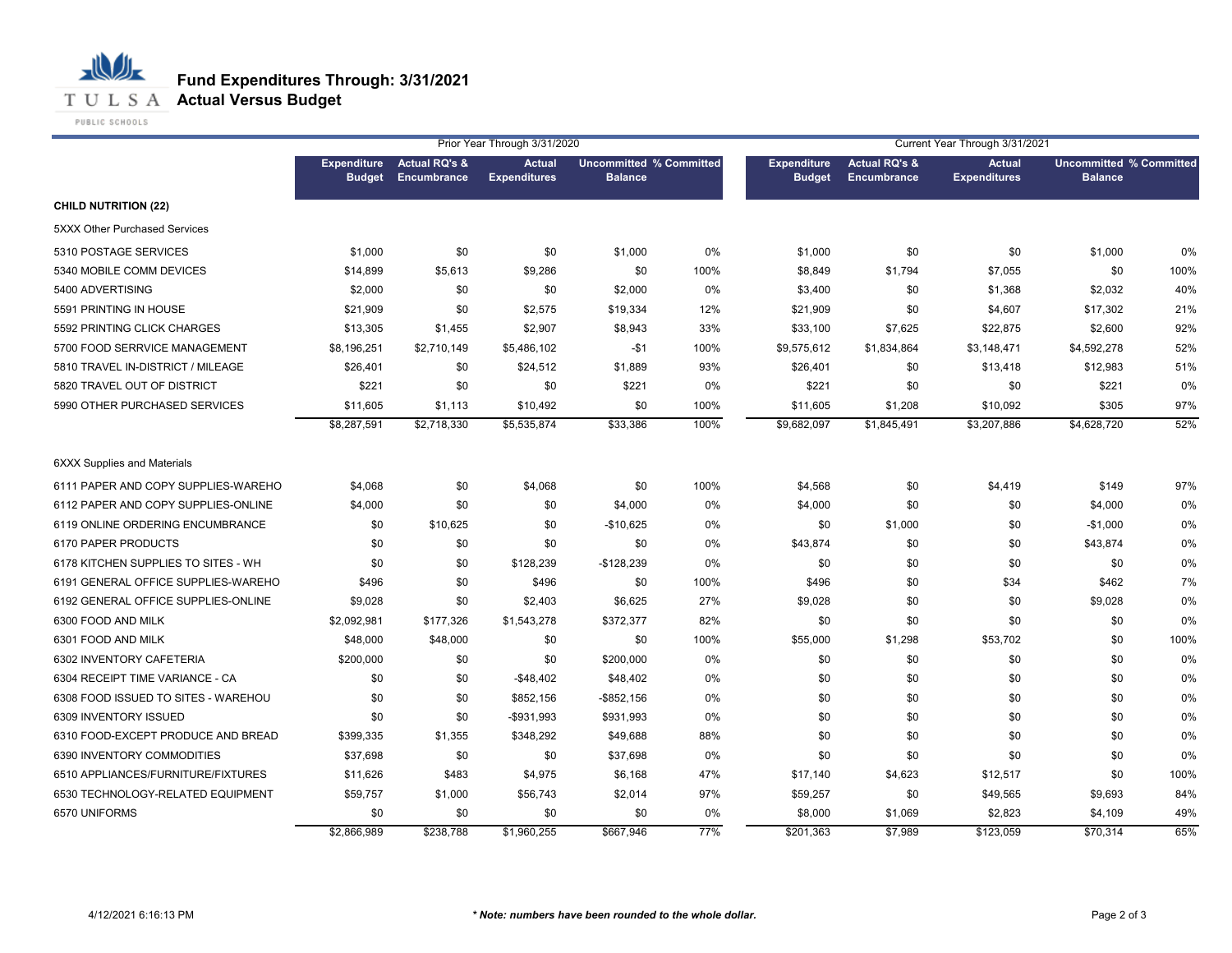# Fund Expenditures Through: 3/31/2021
## Actual Versus Budget

| | Prior Year Through 3/31/2020 | | | | | Current Year Through 3/31/2021 | | | | |
|---|---|---|---|---|---|---|---|---|---|---|
| | Expenditure Budget | Actual RQ's & Encumbrance | Actual Expenditures | Uncommitted Balance | % Committed | Expenditure Budget | Actual RQ's & Encumbrance | Actual Expenditures | Uncommitted Balance | % Committed |
| **CHILD NUTRITION (22)** | | | | | | | | | | |
| 5XXX Other Purchased Services | | | | | | | | | | |
| 5310 POSTAGE SERVICES | $1,000 | $0 | $0 | $1,000 | 0% | $1,000 | $0 | $0 | $1,000 | 0% |
| 5340 MOBILE COMM DEVICES | $14,899 | $5,613 | $9,286 | $0 | 100% | $8,849 | $1,794 | $7,055 | $0 | 100% |
| 5400 ADVERTISING | $2,000 | $0 | $0 | $2,000 | 0% | $3,400 | $0 | $1,368 | $2,032 | 40% |
| 5591 PRINTING IN HOUSE | $21,909 | $0 | $2,575 | $19,334 | 12% | $21,909 | $0 | $4,607 | $17,302 | 21% |
| 5592 PRINTING CLICK CHARGES | $13,305 | $1,455 | $2,907 | $8,943 | 33% | $33,100 | $7,625 | $22,875 | $2,600 | 92% |
| 5700 FOOD SERRVICE MANAGEMENT | $8,196,251 | $2,710,149 | $5,486,102 | -$1 | 100% | $9,575,612 | $1,834,864 | $3,148,471 | $4,592,278 | 52% |
| 5810 TRAVEL IN-DISTRICT / MILEAGE | $26,401 | $0 | $24,512 | $1,889 | 93% | $26,401 | $0 | $13,418 | $12,983 | 51% |
| 5820 TRAVEL OUT OF DISTRICT | $221 | $0 | $0 | $221 | 0% | $221 | $0 | $0 | $221 | 0% |
| 5990 OTHER PURCHASED SERVICES | $11,605 | $1,113 | $10,492 | $0 | 100% | $11,605 | $1,208 | $10,092 | $305 | 97% |
| | $8,287,591 | $2,718,330 | $5,535,874 | $33,386 | 100% | $9,682,097 | $1,845,491 | $3,207,886 | $4,628,720 | 52% |
| 6XXX Supplies and Materials | | | | | | | | | | |
| 6111 PAPER AND COPY SUPPLIES-WAREHO | $4,068 | $0 | $4,068 | $0 | 100% | $4,568 | $0 | $4,419 | $149 | 97% |
| 6112 PAPER AND COPY SUPPLIES-ONLINE | $4,000 | $0 | $0 | $4,000 | 0% | $4,000 | $0 | $0 | $4,000 | 0% |
| 6119 ONLINE ORDERING ENCUMBRANCE | $0 | $10,625 | $0 | -$10,625 | 0% | $0 | $1,000 | $0 | -$1,000 | 0% |
| 6170 PAPER PRODUCTS | $0 | $0 | $0 | $0 | 0% | $43,874 | $0 | $0 | $43,874 | 0% |
| 6178 KITCHEN SUPPLIES TO SITES - WH | $0 | $0 | $128,239 | -$128,239 | 0% | $0 | $0 | $0 | $0 | 0% |
| 6191 GENERAL OFFICE SUPPLIES-WAREHO | $496 | $0 | $496 | $0 | 100% | $496 | $0 | $34 | $462 | 7% |
| 6192 GENERAL OFFICE SUPPLIES-ONLINE | $9,028 | $0 | $2,403 | $6,625 | 27% | $9,028 | $0 | $0 | $9,028 | 0% |
| 6300 FOOD AND MILK | $2,092,981 | $177,326 | $1,543,278 | $372,377 | 82% | $0 | $0 | $0 | $0 | 0% |
| 6301 FOOD AND MILK | $48,000 | $48,000 | $0 | $0 | 100% | $55,000 | $1,298 | $53,702 | $0 | 100% |
| 6302 INVENTORY CAFETERIA | $200,000 | $0 | $0 | $200,000 | 0% | $0 | $0 | $0 | $0 | 0% |
| 6304 RECEIPT TIME VARIANCE - CA | $0 | $0 | -$48,402 | $48,402 | 0% | $0 | $0 | $0 | $0 | 0% |
| 6308 FOOD ISSUED TO SITES - WAREHOU | $0 | $0 | $852,156 | -$852,156 | 0% | $0 | $0 | $0 | $0 | 0% |
| 6309 INVENTORY ISSUED | $0 | $0 | -$931,993 | $931,993 | 0% | $0 | $0 | $0 | $0 | 0% |
| 6310 FOOD-EXCEPT PRODUCE AND BREAD | $399,335 | $1,355 | $348,292 | $49,688 | 88% | $0 | $0 | $0 | $0 | 0% |
| 6390 INVENTORY COMMODITIES | $37,698 | $0 | $0 | $37,698 | 0% | $0 | $0 | $0 | $0 | 0% |
| 6510 APPLIANCES/FURNITURE/FIXTURES | $11,626 | $483 | $4,975 | $6,168 | 47% | $17,140 | $4,623 | $12,517 | $0 | 100% |
| 6530 TECHNOLOGY-RELATED EQUIPMENT | $59,757 | $1,000 | $56,743 | $2,014 | 97% | $59,257 | $0 | $49,565 | $9,693 | 84% |
| 6570 UNIFORMS | $0 | $0 | $0 | $0 | 0% | $8,000 | $1,069 | $2,823 | $4,109 | 49% |
| | $2,866,989 | $238,788 | $1,960,255 | $667,946 | 77% | $201,363 | $7,989 | $123,059 | $70,314 | 65% |

4/12/2021 6:16:13 PM

***Note: numbers have been rounded to the whole dollar.***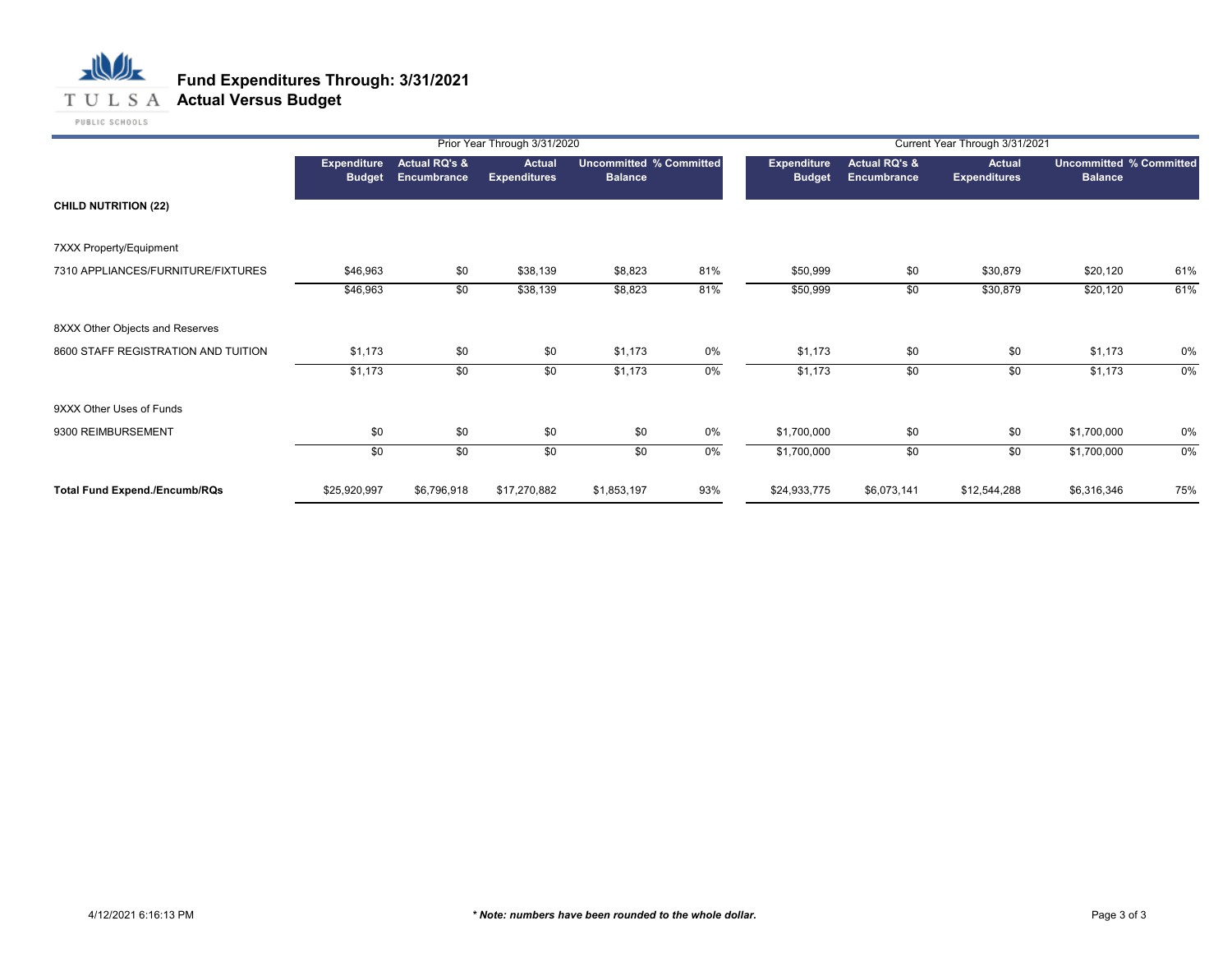# Fund Expenditures Through: 3/31/2021
## Actual Versus Budget

| | Prior Year Through 3/31/2020 | | | | | Current Year Through 3/31/2021 | | | | |
|---|---|---|---|---|---|---|---|---|---|---|
| | Expenditure Budget | Actual RQ's & Encumbrance | Actual Expenditures | Uncommitted Balance | % Committed | Expenditure Budget | Actual RQ's & Encumbrance | Actual Expenditures | Uncommitted Balance | % Committed |
| **CHILD NUTRITION (22)** | | | | | | | | | | |
| 7XXX Property/Equipment | | | | | | | | | | |
| 7310 APPLIANCES/FURNITURE/FIXTURES | $46,963 | $0 | $38,139 | $8,823 | 81% | $50,999 | $0 | $30,879 | $20,120 | 61% |
| | $46,963 | $0 | $38,139 | $8,823 | 81% | $50,999 | $0 | $30,879 | $20,120 | 61% |
| 8XXX Other Objects and Reserves | | | | | | | | | | |
| 8600 STAFF REGISTRATION AND TUITION | $1,173 | $0 | $0 | $1,173 | 0% | $1,173 | $0 | $0 | $1,173 | 0% |
| | $1,173 | $0 | $0 | $1,173 | 0% | $1,173 | $0 | $0 | $1,173 | 0% |
| 9XXX Other Uses of Funds | | | | | | | | | | |
| 9300 REIMBURSEMENT | $0 | $0 | $0 | $0 | 0% | $1,700,000 | $0 | $0 | $1,700,000 | 0% |
| | $0 | $0 | $0 | $0 | 0% | $1,700,000 | $0 | $0 | $1,700,000 | 0% |
| **Total Fund Expend./Encumb/RQs** | $25,920,997 | $6,796,918 | $17,270,882 | $1,853,197 | 93% | $24,933,775 | $6,073,141 | $12,544,288 | $6,316,346 | 75% |

4/12/2021 6:16:13 PM

***\* Note: numbers have been rounded to the whole dollar.***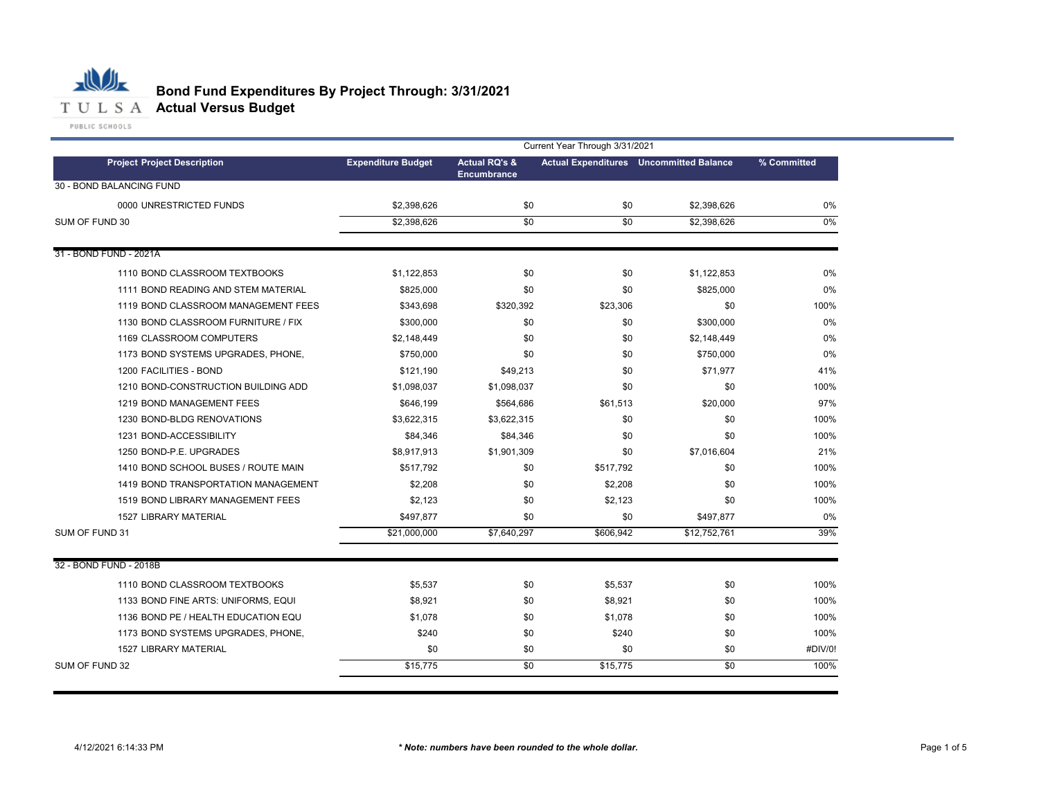# Bond Fund Expenditures By Project Through: 3/31/2021
## Actual Versus Budget

TULSA PUBLIC SCHOOLS

Current Year Through 3/31/2021

| Project Project Description | Expenditure Budget | Actual RQ's & Encumbrance | Actual Expenditures | Uncommitted Balance | % Committed |
|---|---|---|---|---|---|
| **30 - BOND BALANCING FUND** | | | | | |
| 0000 UNRESTRICTED FUNDS | $2,398,626 | $0 | $0 | $2,398,626 | 0% |
| SUM OF FUND 30 | $2,398,626 | $0 | $0 | $2,398,626 | 0% |
| **31 - BOND FUND - 2021A** | | | | | |
| 1110 BOND CLASSROOM TEXTBOOKS | $1,122,853 | $0 | $0 | $1,122,853 | 0% |
| 1111 BOND READING AND STEM MATERIAL | $825,000 | $0 | $0 | $825,000 | 0% |
| 1119 BOND CLASSROOM MANAGEMENT FEES | $343,698 | $320,392 | $23,306 | $0 | 100% |
| 1130 BOND CLASSROOM FURNITURE / FIX | $300,000 | $0 | $0 | $300,000 | 0% |
| 1169 CLASSROOM COMPUTERS | $2,148,449 | $0 | $0 | $2,148,449 | 0% |
| 1173 BOND SYSTEMS UPGRADES, PHONE, | $750,000 | $0 | $0 | $750,000 | 0% |
| 1200 FACILITIES - BOND | $121,190 | $49,213 | $0 | $71,977 | 41% |
| 1210 BOND-CONSTRUCTION BUILDING ADD | $1,098,037 | $1,098,037 | $0 | $0 | 100% |
| 1219 BOND MANAGEMENT FEES | $646,199 | $564,686 | $61,513 | $20,000 | 97% |
| 1230 BOND-BLDG RENOVATIONS | $3,622,315 | $3,622,315 | $0 | $0 | 100% |
| 1231 BOND-ACCESSIBILITY | $84,346 | $84,346 | $0 | $0 | 100% |
| 1250 BOND-P.E. UPGRADES | $8,917,913 | $1,901,309 | $0 | $7,016,604 | 21% |
| 1410 BOND SCHOOL BUSES / ROUTE MAIN | $517,792 | $0 | $517,792 | $0 | 100% |
| 1419 BOND TRANSPORTATION MANAGEMENT | $2,208 | $0 | $2,208 | $0 | 100% |
| 1519 BOND LIBRARY MANAGEMENT FEES | $2,123 | $0 | $2,123 | $0 | 100% |
| 1527 LIBRARY MATERIAL | $497,877 | $0 | $0 | $497,877 | 0% |
| SUM OF FUND 31 | $21,000,000 | $7,640,297 | $606,942 | $12,752,761 | 39% |
| **32 - BOND FUND - 2018B** | | | | | |
| 1110 BOND CLASSROOM TEXTBOOKS | $5,537 | $0 | $5,537 | $0 | 100% |
| 1133 BOND FINE ARTS: UNIFORMS, EQUI | $8,921 | $0 | $8,921 | $0 | 100% |
| 1136 BOND PE / HEALTH EDUCATION EQU | $1,078 | $0 | $1,078 | $0 | 100% |
| 1173 BOND SYSTEMS UPGRADES, PHONE, | $240 | $0 | $240 | $0 | 100% |
| 1527 LIBRARY MATERIAL | $0 | $0 | $0 | $0 | #DIV/0! |
| SUM OF FUND 32 | $15,775 | $0 | $15,775 | $0 | 100% |

4/12/2021 6:14:33 PM

***\* Note: numbers have been rounded to the whole dollar.***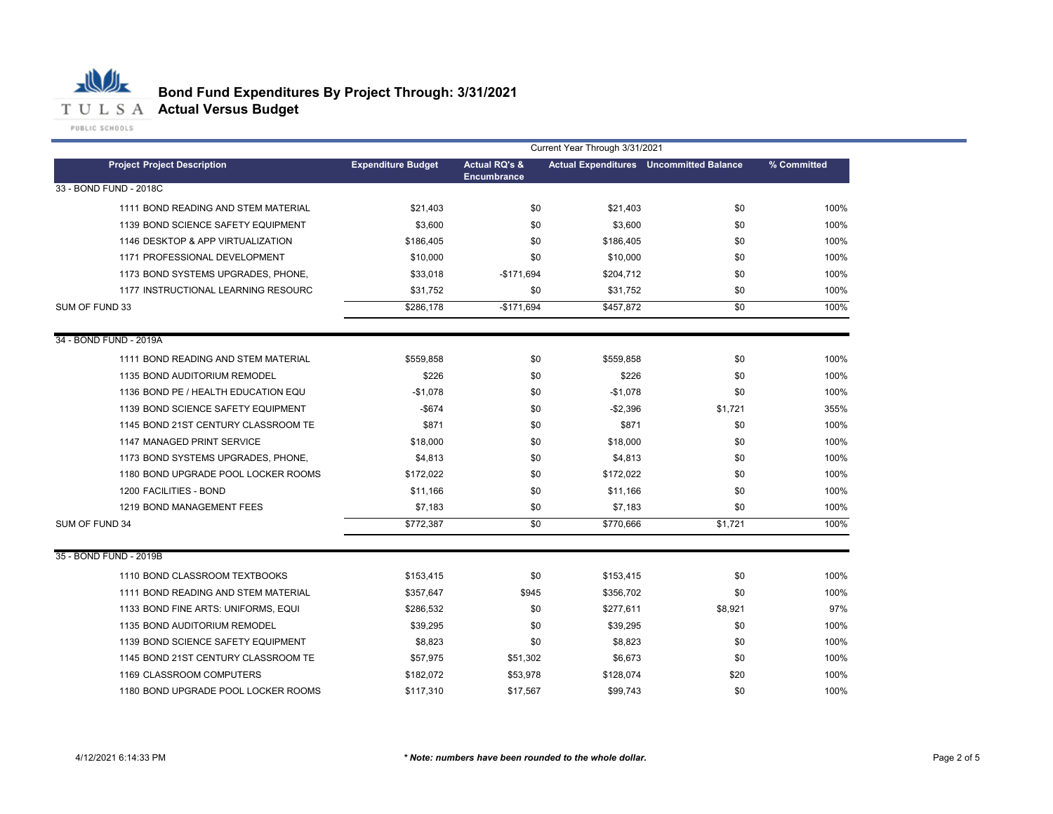# Bond Fund Expenditures By Project Through: 3/31/2021
## Actual Versus Budget

TULSA PUBLIC SCHOOLS

| Project Project Description | Expenditure Budget | Actual RQ's & Encumbrance | Actual Expenditures | Uncommitted Balance | % Committed |
|---|---|---|---|---|---|
| | | Current Year Through 3/31/2021 | | | |
| **33 - BOND FUND - 2018C** | | | | | |
| 1111 BOND READING AND STEM MATERIAL | $21,403 | $0 | $21,403 | $0 | 100% |
| 1139 BOND SCIENCE SAFETY EQUIPMENT | $3,600 | $0 | $3,600 | $0 | 100% |
| 1146 DESKTOP & APP VIRTUALIZATION | $186,405 | $0 | $186,405 | $0 | 100% |
| 1171 PROFESSIONAL DEVELOPMENT | $10,000 | $0 | $10,000 | $0 | 100% |
| 1173 BOND SYSTEMS UPGRADES, PHONE, | $33,018 | -$171,694 | $204,712 | $0 | 100% |
| 1177 INSTRUCTIONAL LEARNING RESOURC | $31,752 | $0 | $31,752 | $0 | 100% |
| SUM OF FUND 33 | $286,178 | -$171,694 | $457,872 | $0 | 100% |
| **34 - BOND FUND - 2019A** | | | | | |
| 1111 BOND READING AND STEM MATERIAL | $559,858 | $0 | $559,858 | $0 | 100% |
| 1135 BOND AUDITORIUM REMODEL | $226 | $0 | $226 | $0 | 100% |
| 1136 BOND PE / HEALTH EDUCATION EQU | -$1,078 | $0 | -$1,078 | $0 | 100% |
| 1139 BOND SCIENCE SAFETY EQUIPMENT | -$674 | $0 | -$2,396 | $1,721 | 355% |
| 1145 BOND 21ST CENTURY CLASSROOM TE | $871 | $0 | $871 | $0 | 100% |
| 1147 MANAGED PRINT SERVICE | $18,000 | $0 | $18,000 | $0 | 100% |
| 1173 BOND SYSTEMS UPGRADES, PHONE, | $4,813 | $0 | $4,813 | $0 | 100% |
| 1180 BOND UPGRADE POOL LOCKER ROOMS | $172,022 | $0 | $172,022 | $0 | 100% |
| 1200 FACILITIES - BOND | $11,166 | $0 | $11,166 | $0 | 100% |
| 1219 BOND MANAGEMENT FEES | $7,183 | $0 | $7,183 | $0 | 100% |
| SUM OF FUND 34 | $772,387 | $0 | $770,666 | $1,721 | 100% |
| **35 - BOND FUND - 2019B** | | | | | |
| 1110 BOND CLASSROOM TEXTBOOKS | $153,415 | $0 | $153,415 | $0 | 100% |
| 1111 BOND READING AND STEM MATERIAL | $357,647 | $945 | $356,702 | $0 | 100% |
| 1133 BOND FINE ARTS: UNIFORMS, EQUI | $286,532 | $0 | $277,611 | $8,921 | 97% |
| 1135 BOND AUDITORIUM REMODEL | $39,295 | $0 | $39,295 | $0 | 100% |
| 1139 BOND SCIENCE SAFETY EQUIPMENT | $8,823 | $0 | $8,823 | $0 | 100% |
| 1145 BOND 21ST CENTURY CLASSROOM TE | $57,975 | $51,302 | $6,673 | $0 | 100% |
| 1169 CLASSROOM COMPUTERS | $182,072 | $53,978 | $128,074 | $20 | 100% |
| 1180 BOND UPGRADE POOL LOCKER ROOMS | $117,310 | $17,567 | $99,743 | $0 | 100% |

4/12/2021 6:14:33 PM

***Note: numbers have been rounded to the whole dollar.***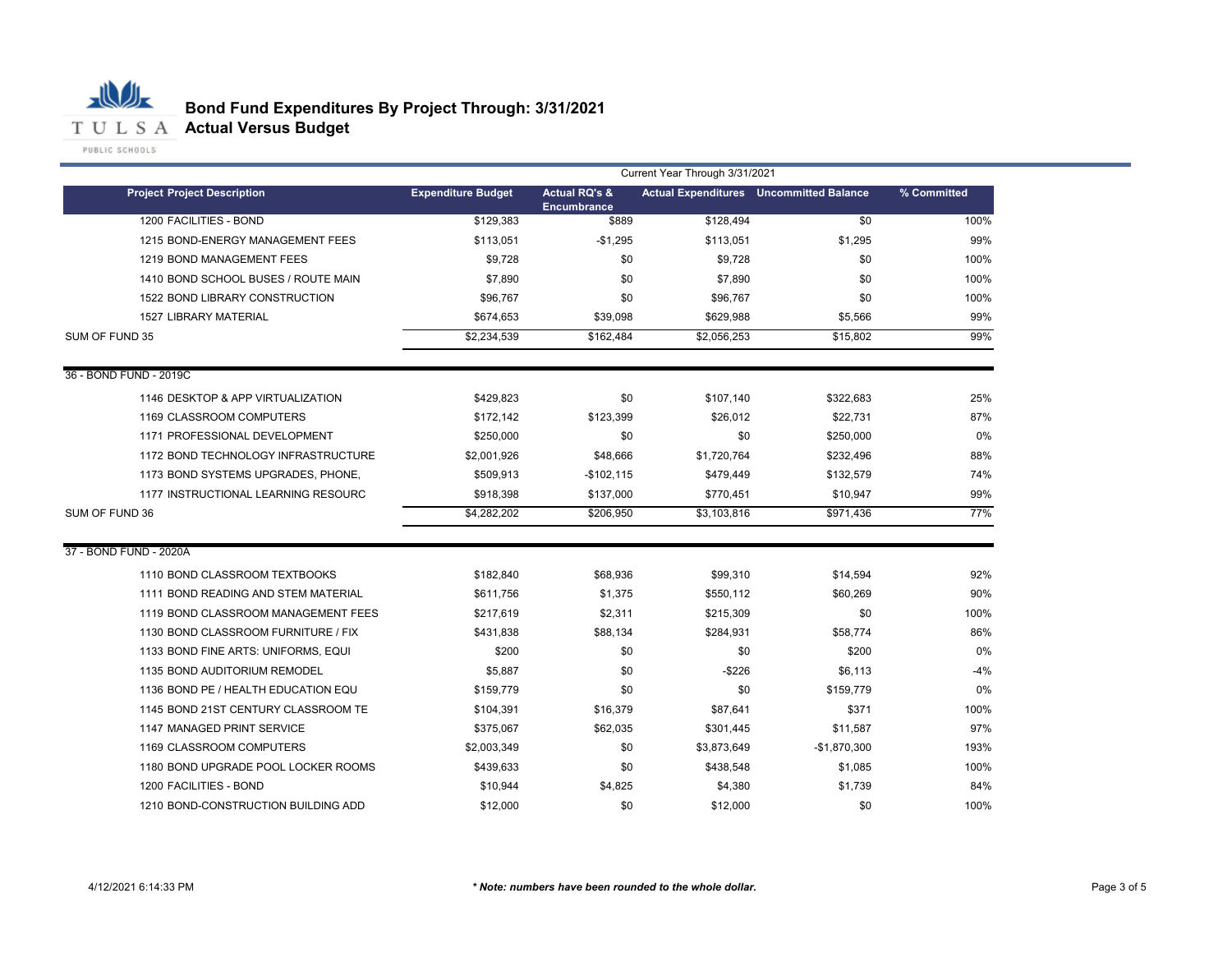# Bond Fund Expenditures By Project Through: 3/31/2021
## Actual Versus Budget

| | Current Year Through 3/31/2021 | | | | |
|---|---|---|---|---|---|
| **Project Project Description** | **Expenditure Budget** | **Actual RQ's & Encumbrance** | **Actual Expenditures** | **Uncommitted Balance** | **% Committed** |
| 1200 FACILITIES - BOND | $129,383 | $889 | $128,494 | $0 | 100% |
| 1215 BOND-ENERGY MANAGEMENT FEES | $113,051 | -$1,295 | $113,051 | $1,295 | 99% |
| 1219 BOND MANAGEMENT FEES | $9,728 | $0 | $9,728 | $0 | 100% |
| 1410 BOND SCHOOL BUSES / ROUTE MAIN | $7,890 | $0 | $7,890 | $0 | 100% |
| 1522 BOND LIBRARY CONSTRUCTION | $96,767 | $0 | $96,767 | $0 | 100% |
| 1527 LIBRARY MATERIAL | $674,653 | $39,098 | $629,988 | $5,566 | 99% |
| SUM OF FUND 35 | $2,234,539 | $162,484 | $2,056,253 | $15,802 | 99% |
| 36 - BOND FUND - 2019C | | | | | |
| 1146 DESKTOP & APP VIRTUALIZATION | $429,823 | $0 | $107,140 | $322,683 | 25% |
| 1169 CLASSROOM COMPUTERS | $172,142 | $123,399 | $26,012 | $22,731 | 87% |
| 1171 PROFESSIONAL DEVELOPMENT | $250,000 | $0 | $0 | $250,000 | 0% |
| 1172 BOND TECHNOLOGY INFRASTRUCTURE | $2,001,926 | $48,666 | $1,720,764 | $232,496 | 88% |
| 1173 BOND SYSTEMS UPGRADES, PHONE, | $509,913 | -$102,115 | $479,449 | $132,579 | 74% |
| 1177 INSTRUCTIONAL LEARNING RESOURC | $918,398 | $137,000 | $770,451 | $10,947 | 99% |
| SUM OF FUND 36 | $4,282,202 | $206,950 | $3,103,816 | $971,436 | 77% |
| 37 - BOND FUND - 2020A | | | | | |
| 1110 BOND CLASSROOM TEXTBOOKS | $182,840 | $68,936 | $99,310 | $14,594 | 92% |
| 1111 BOND READING AND STEM MATERIAL | $611,756 | $1,375 | $550,112 | $60,269 | 90% |
| 1119 BOND CLASSROOM MANAGEMENT FEES | $217,619 | $2,311 | $215,309 | $0 | 100% |
| 1130 BOND CLASSROOM FURNITURE / FIX | $431,838 | $88,134 | $284,931 | $58,774 | 86% |
| 1133 BOND FINE ARTS: UNIFORMS, EQUI | $200 | $0 | $0 | $200 | 0% |
| 1135 BOND AUDITORIUM REMODEL | $5,887 | $0 | -$226 | $6,113 | -4% |
| 1136 BOND PE / HEALTH EDUCATION EQU | $159,779 | $0 | $0 | $159,779 | 0% |
| 1145 BOND 21ST CENTURY CLASSROOM TE | $104,391 | $16,379 | $87,641 | $371 | 100% |
| 1147 MANAGED PRINT SERVICE | $375,067 | $62,035 | $301,445 | $11,587 | 97% |
| 1169 CLASSROOM COMPUTERS | $2,003,349 | $0 | $3,873,649 | -$1,870,300 | 193% |
| 1180 BOND UPGRADE POOL LOCKER ROOMS | $439,633 | $0 | $438,548 | $1,085 | 100% |
| 1200 FACILITIES - BOND | $10,944 | $4,825 | $4,380 | $1,739 | 84% |
| 1210 BOND-CONSTRUCTION BUILDING ADD | $12,000 | $0 | $12,000 | $0 | 100% |

4/12/2021 6:14:33 PM

*** Note: numbers have been rounded to the whole dollar.***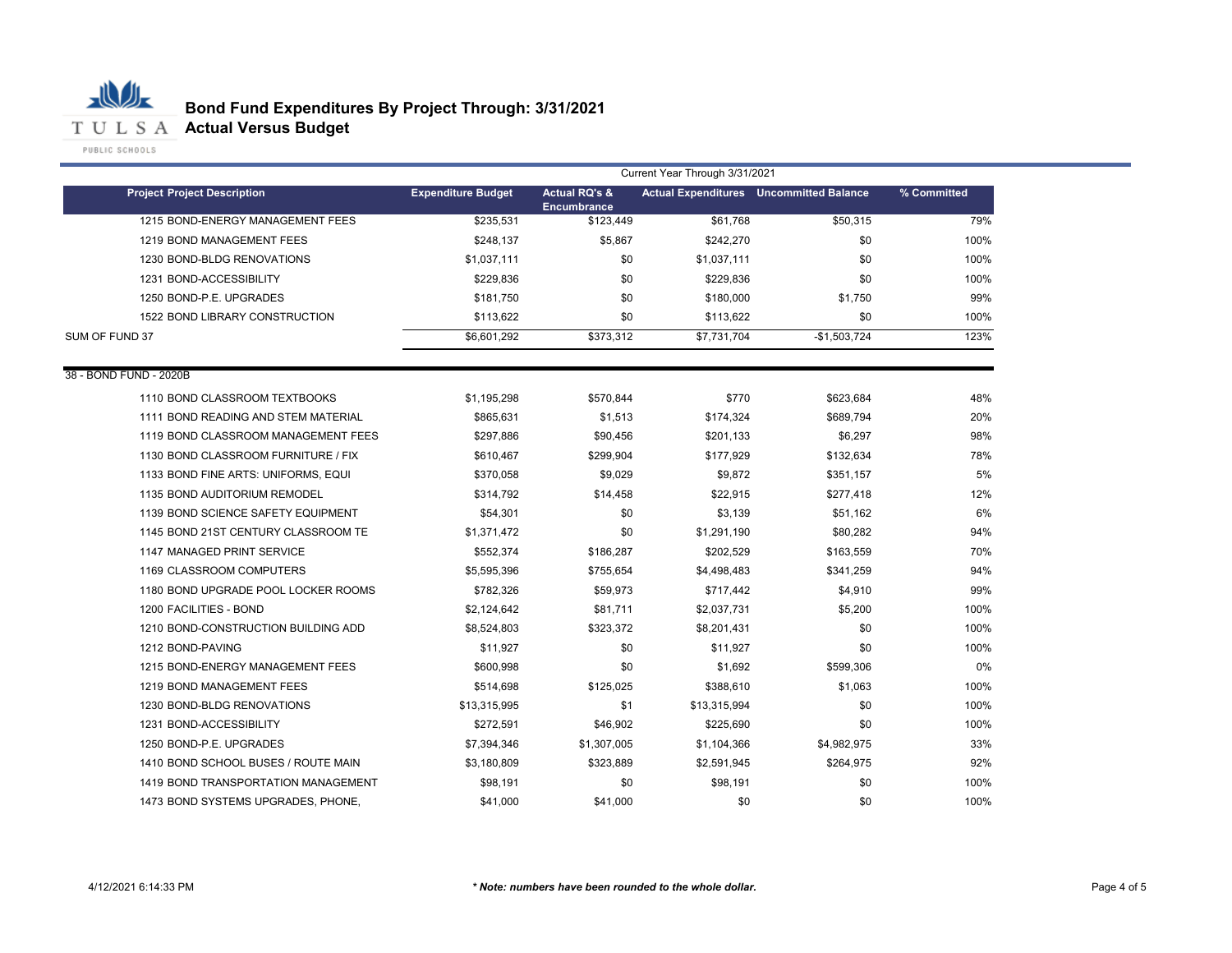# Bond Fund Expenditures By Project Through: 3/31/2021
## Actual Versus Budget

| Project Project Description | Expenditure Budget | Actual RQ's & Encumbrance | Actual Expenditures | Uncommitted Balance | % Committed |
|---|---|---|---|---|---|
| | Current Year Through 3/31/2021 | | | | |
| 1215 BOND-ENERGY MANAGEMENT FEES | $235,531 | $123,449 | $61,768 | $50,315 | 79% |
| 1219 BOND MANAGEMENT FEES | $248,137 | $5,867 | $242,270 | $0 | 100% |
| 1230 BOND-BLDG RENOVATIONS | $1,037,111 | $0 | $1,037,111 | $0 | 100% |
| 1231 BOND-ACCESSIBILITY | $229,836 | $0 | $229,836 | $0 | 100% |
| 1250 BOND-P.E. UPGRADES | $181,750 | $0 | $180,000 | $1,750 | 99% |
| 1522 BOND LIBRARY CONSTRUCTION | $113,622 | $0 | $113,622 | $0 | 100% |
| SUM OF FUND 37 | $6,601,292 | $373,312 | $7,731,704 | -$1,503,724 | 123% |
| **38 - BOND FUND - 2020B** | | | | | |
| 1110 BOND CLASSROOM TEXTBOOKS | $1,195,298 | $570,844 | $770 | $623,684 | 48% |
| 1111 BOND READING AND STEM MATERIAL | $865,631 | $1,513 | $174,324 | $689,794 | 20% |
| 1119 BOND CLASSROOM MANAGEMENT FEES | $297,886 | $90,456 | $201,133 | $6,297 | 98% |
| 1130 BOND CLASSROOM FURNITURE / FIX | $610,467 | $299,904 | $177,929 | $132,634 | 78% |
| 1133 BOND FINE ARTS: UNIFORMS, EQUI | $370,058 | $9,029 | $9,872 | $351,157 | 5% |
| 1135 BOND AUDITORIUM REMODEL | $314,792 | $14,458 | $22,915 | $277,418 | 12% |
| 1139 BOND SCIENCE SAFETY EQUIPMENT | $54,301 | $0 | $3,139 | $51,162 | 6% |
| 1145 BOND 21ST CENTURY CLASSROOM TE | $1,371,472 | $0 | $1,291,190 | $80,282 | 94% |
| 1147 MANAGED PRINT SERVICE | $552,374 | $186,287 | $202,529 | $163,559 | 70% |
| 1169 CLASSROOM COMPUTERS | $5,595,396 | $755,654 | $4,498,483 | $341,259 | 94% |
| 1180 BOND UPGRADE POOL LOCKER ROOMS | $782,326 | $59,973 | $717,442 | $4,910 | 99% |
| 1200 FACILITIES - BOND | $2,124,642 | $81,711 | $2,037,731 | $5,200 | 100% |
| 1210 BOND-CONSTRUCTION BUILDING ADD | $8,524,803 | $323,372 | $8,201,431 | $0 | 100% |
| 1212 BOND-PAVING | $11,927 | $0 | $11,927 | $0 | 100% |
| 1215 BOND-ENERGY MANAGEMENT FEES | $600,998 | $0 | $1,692 | $599,306 | 0% |
| 1219 BOND MANAGEMENT FEES | $514,698 | $125,025 | $388,610 | $1,063 | 100% |
| 1230 BOND-BLDG RENOVATIONS | $13,315,995 | $1 | $13,315,994 | $0 | 100% |
| 1231 BOND-ACCESSIBILITY | $272,591 | $46,902 | $225,690 | $0 | 100% |
| 1250 BOND-P.E. UPGRADES | $7,394,346 | $1,307,005 | $1,104,366 | $4,982,975 | 33% |
| 1410 BOND SCHOOL BUSES / ROUTE MAIN | $3,180,809 | $323,889 | $2,591,945 | $264,975 | 92% |
| 1419 BOND TRANSPORTATION MANAGEMENT | $98,191 | $0 | $98,191 | $0 | 100% |
| 1473 BOND SYSTEMS UPGRADES, PHONE, | $41,000 | $41,000 | $0 | $0 | 100% |

4/12/2021 6:14:33 PM

*** Note: numbers have been rounded to the whole dollar.***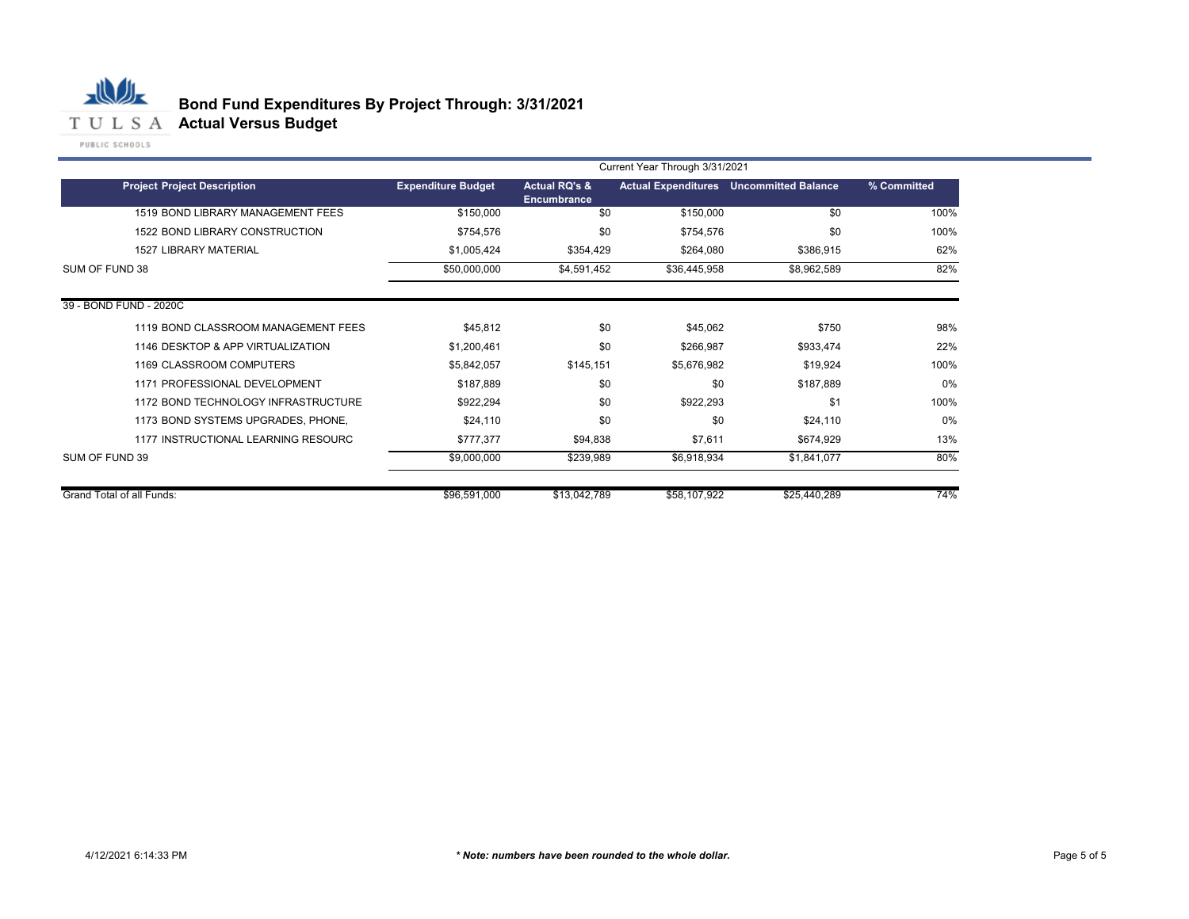# Bond Fund Expenditures By Project Through: 3/31/2021
## Actual Versus Budget

| | | Current Year Through 3/31/2021 | | | |
|---|---|---|---|---|---|
| **Project Project Description** | **Expenditure Budget** | **Actual RQ's & Encumbrance** | **Actual Expenditures** | **Uncommitted Balance** | **% Committed** |
| 1519 BOND LIBRARY MANAGEMENT FEES | $150,000 | $0 | $150,000 | $0 | 100% |
| 1522 BOND LIBRARY CONSTRUCTION | $754,576 | $0 | $754,576 | $0 | 100% |
| 1527 LIBRARY MATERIAL | $1,005,424 | $354,429 | $264,080 | $386,915 | 62% |
| SUM OF FUND 38 | $50,000,000 | $4,591,452 | $36,445,958 | $8,962,589 | 82% |
| 39 - BOND FUND - 2020C | | | | | |
| 1119 BOND CLASSROOM MANAGEMENT FEES | $45,812 | $0 | $45,062 | $750 | 98% |
| 1146 DESKTOP & APP VIRTUALIZATION | $1,200,461 | $0 | $266,987 | $933,474 | 22% |
| 1169 CLASSROOM COMPUTERS | $5,842,057 | $145,151 | $5,676,982 | $19,924 | 100% |
| 1171 PROFESSIONAL DEVELOPMENT | $187,889 | $0 | $0 | $187,889 | 0% |
| 1172 BOND TECHNOLOGY INFRASTRUCTURE | $922,294 | $0 | $922,293 | $1 | 100% |
| 1173 BOND SYSTEMS UPGRADES, PHONE, | $24,110 | $0 | $0 | $24,110 | 0% |
| 1177 INSTRUCTIONAL LEARNING RESOURC | $777,377 | $94,838 | $7,611 | $674,929 | 13% |
| SUM OF FUND 39 | $9,000,000 | $239,989 | $6,918,934 | $1,841,077 | 80% |
| Grand Total of all Funds: | $96,591,000 | $13,042,789 | $58,107,922 | $25,440,289 | 74% |

4/12/2021 6:14:33 PM

*** Note: numbers have been rounded to the whole dollar.**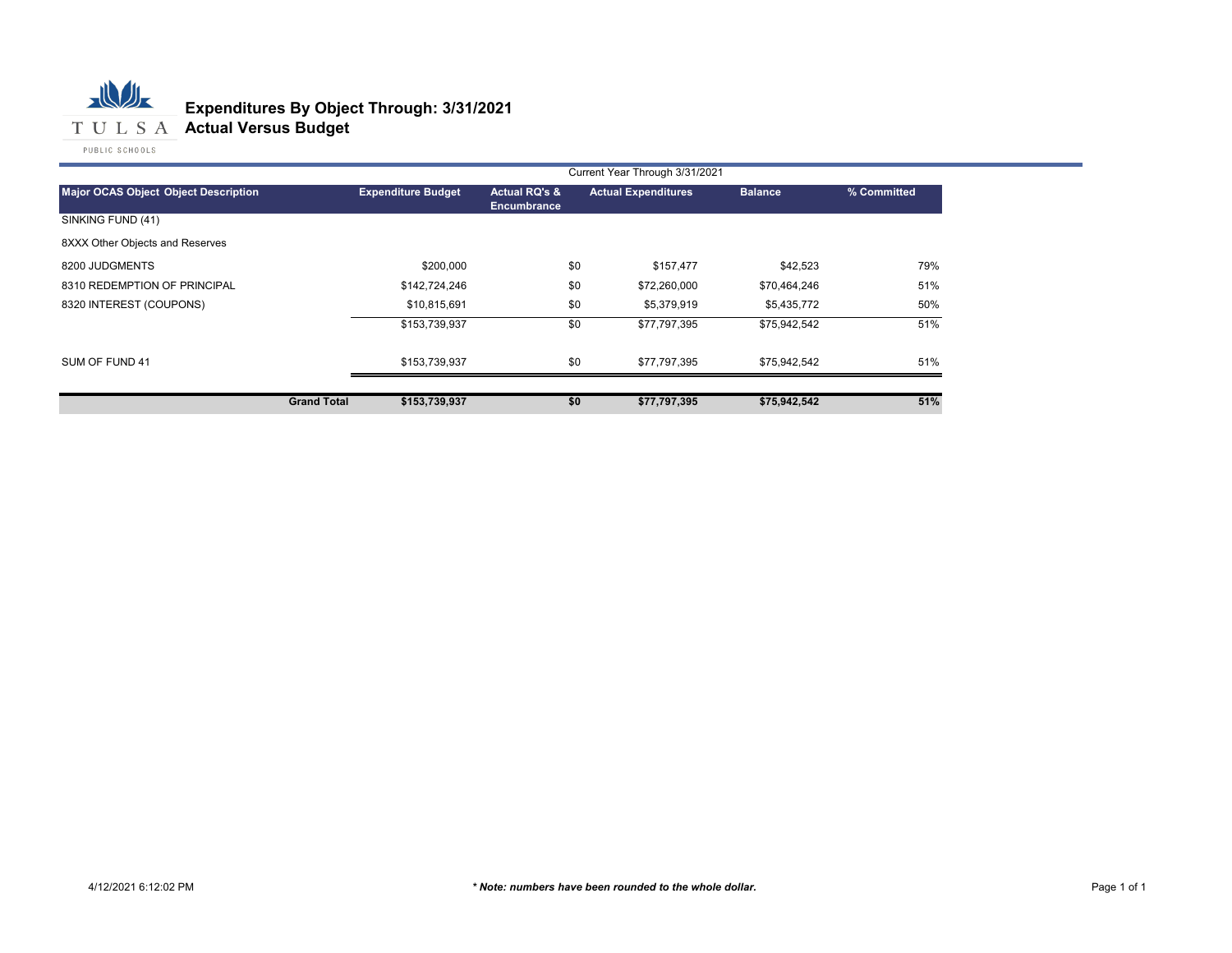# Expenditures By Object Through: 3/31/2021
## Actual Versus Budget

| | Current Year Through 3/31/2021 | | | | |
|---|---|---|---|---|---|
| Major OCAS Object Object Description | Expenditure Budget | Actual RQ's & Encumbrance | Actual Expenditures | Balance | % Committed |
| SINKING FUND (41) | | | | | |
| 8XXX Other Objects and Reserves | | | | | |
| 8200 JUDGMENTS | $200,000 | $0 | $157,477 | $42,523 | 79% |
| 8310 REDEMPTION OF PRINCIPAL | $142,724,246 | $0 | $72,260,000 | $70,464,246 | 51% |
| 8320 INTEREST (COUPONS) | $10,815,691 | $0 | $5,379,919 | $5,435,772 | 50% |
| | $153,739,937 | $0 | $77,797,395 | $75,942,542 | 51% |
| SUM OF FUND 41 | $153,739,937 | $0 | $77,797,395 | $75,942,542 | 51% |
| **Grand Total** | **$153,739,937** | **$0** | **$77,797,395** | **$75,942,542** | **51%** |

4/12/2021 6:12:02 PM

***\* Note: numbers have been rounded to the whole dollar.***